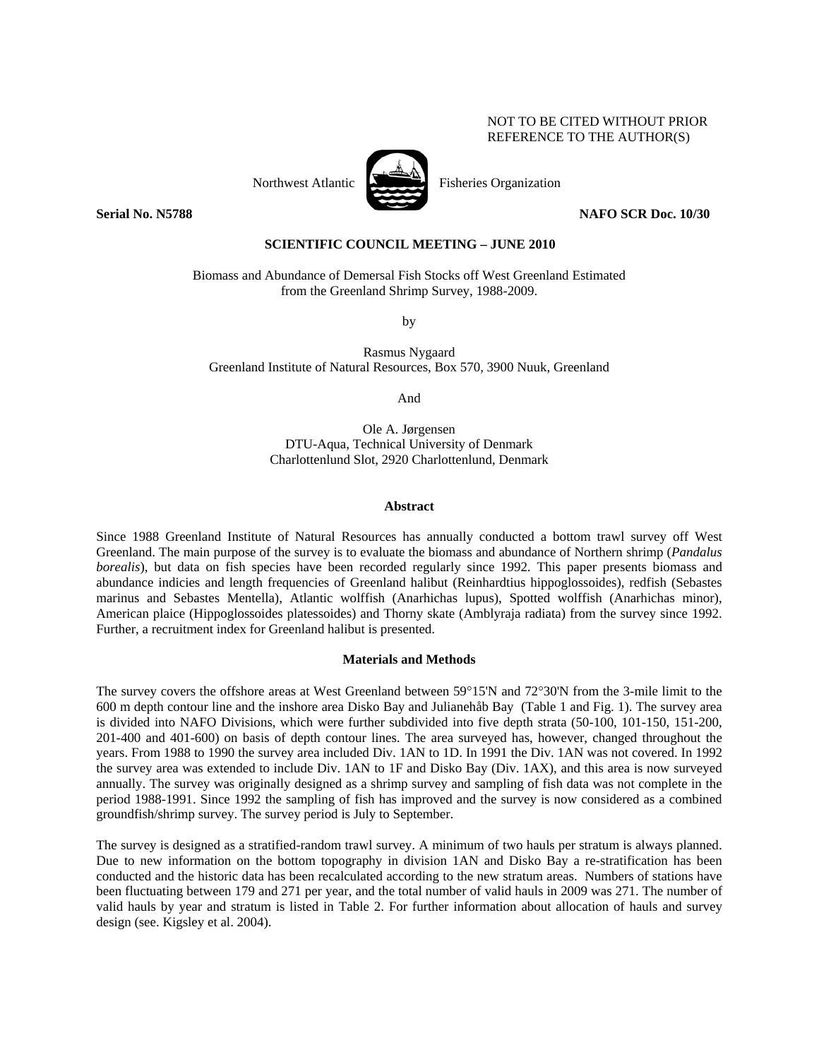NOT TO BE CITED WITHOUT PRIOR REFERENCE TO THE AUTHOR(S)

Northwest Atlantic Fisheries Organization

**Serial No. N5788** **NAFO SCR Doc. 10/30**

**SCIENTIFIC COUNCIL MEETING – JUNE 2010**

Biomass and Abundance of Demersal Fish Stocks off West Greenland Estimated from the Greenland Shrimp Survey, 1988-2009.

by

Rasmus Nygaard
Greenland Institute of Natural Resources, Box 570, 3900 Nuuk, Greenland

And

Ole A. Jørgensen
DTU-Aqua, Technical University of Denmark
Charlottenlund Slot, 2920 Charlottenlund, Denmark

## Abstract

Since 1988 Greenland Institute of Natural Resources has annually conducted a bottom trawl survey off West Greenland. The main purpose of the survey is to evaluate the biomass and abundance of Northern shrimp (*Pandalus borealis*), but data on fish species have been recorded regularly since 1992. This paper presents biomass and abundance indicies and length frequencies of Greenland halibut (Reinhardtius hippoglossoides), redfish (Sebastes marinus and Sebastes Mentella), Atlantic wolffish (Anarhichas lupus), Spotted wolffish (Anarhichas minor), American plaice (Hippoglossoides platessoides) and Thorny skate (Amblyraja radiata) from the survey since 1992. Further, a recruitment index for Greenland halibut is presented.

## Materials and Methods

The survey covers the offshore areas at West Greenland between 59°15'N and 72°30'N from the 3-mile limit to the 600 m depth contour line and the inshore area Disko Bay and Julianehåb Bay (Table 1 and Fig. 1). The survey area is divided into NAFO Divisions, which were further subdivided into five depth strata (50-100, 101-150, 151-200, 201-400 and 401-600) on basis of depth contour lines. The area surveyed has, however, changed throughout the years. From 1988 to 1990 the survey area included Div. 1AN to 1D. In 1991 the Div. 1AN was not covered. In 1992 the survey area was extended to include Div. 1AN to 1F and Disko Bay (Div. 1AX), and this area is now surveyed annually. The survey was originally designed as a shrimp survey and sampling of fish data was not complete in the period 1988-1991. Since 1992 the sampling of fish has improved and the survey is now considered as a combined groundfish/shrimp survey. The survey period is July to September.

The survey is designed as a stratified-random trawl survey. A minimum of two hauls per stratum is always planned. Due to new information on the bottom topography in division 1AN and Disko Bay a re-stratification has been conducted and the historic data has been recalculated according to the new stratum areas. Numbers of stations have been fluctuating between 179 and 271 per year, and the total number of valid hauls in 2009 was 271. The number of valid hauls by year and stratum is listed in Table 2. For further information about allocation of hauls and survey design (see. Kigsley et al. 2004).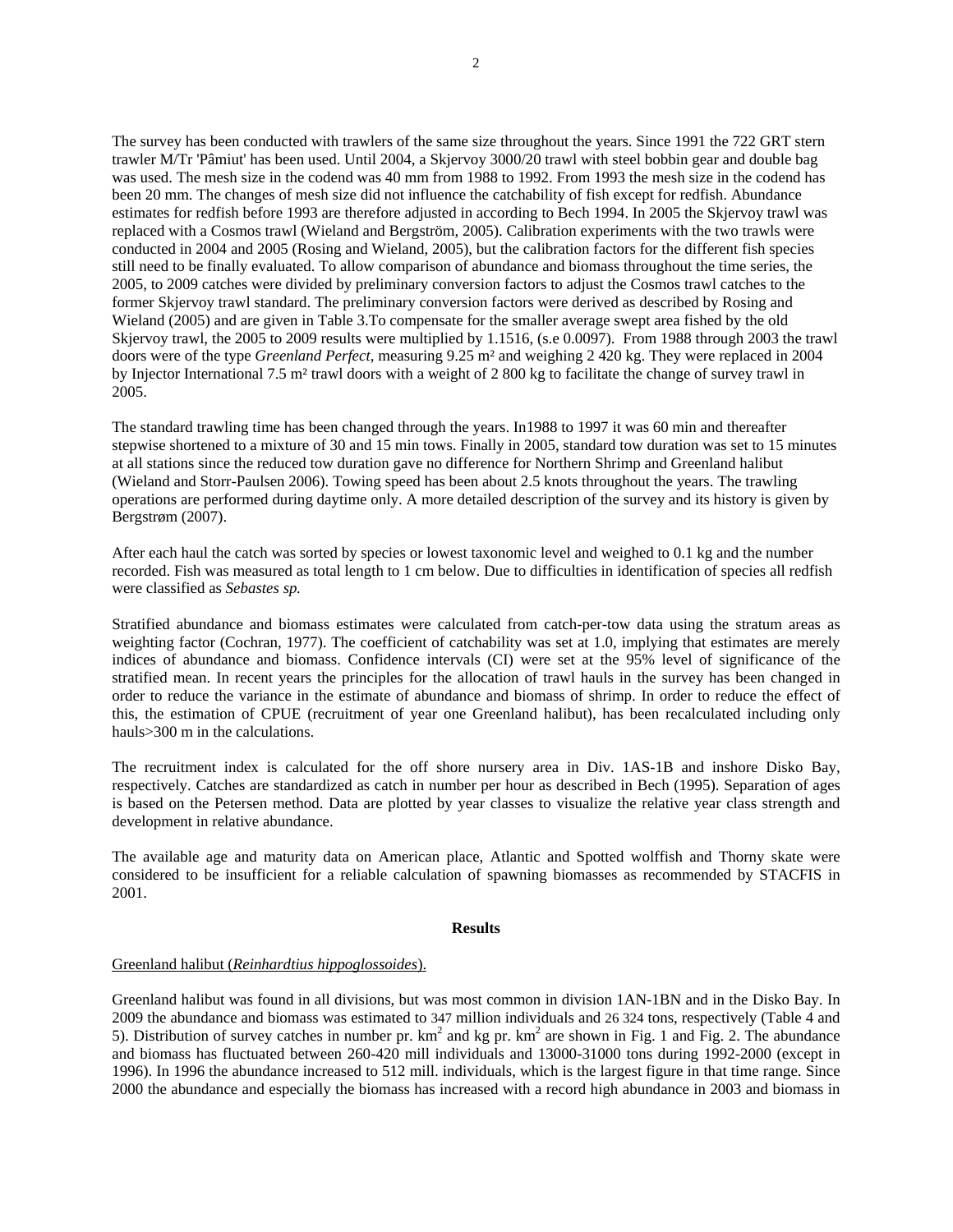The survey has been conducted with trawlers of the same size throughout the years. Since 1991 the 722 GRT stern trawler M/Tr 'Pâmiut' has been used. Until 2004, a Skjervoy 3000/20 trawl with steel bobbin gear and double bag was used. The mesh size in the codend was 40 mm from 1988 to 1992. From 1993 the mesh size in the codend has been 20 mm. The changes of mesh size did not influence the catchability of fish except for redfish. Abundance estimates for redfish before 1993 are therefore adjusted in according to Bech 1994. In 2005 the Skjervoy trawl was replaced with a Cosmos trawl (Wieland and Bergström, 2005). Calibration experiments with the two trawls were conducted in 2004 and 2005 (Rosing and Wieland, 2005), but the calibration factors for the different fish species still need to be finally evaluated. To allow comparison of abundance and biomass throughout the time series, the 2005, to 2009 catches were divided by preliminary conversion factors to adjust the Cosmos trawl catches to the former Skjervoy trawl standard. The preliminary conversion factors were derived as described by Rosing and Wieland (2005) and are given in Table 3.To compensate for the smaller average swept area fished by the old Skjervoy trawl, the 2005 to 2009 results were multiplied by 1.1516, (s.e 0.0097). From 1988 through 2003 the trawl doors were of the type *Greenland Perfect*, measuring 9.25 m² and weighing 2 420 kg. They were replaced in 2004 by Injector International 7.5 m² trawl doors with a weight of 2 800 kg to facilitate the change of survey trawl in 2005.

The standard trawling time has been changed through the years. In1988 to 1997 it was 60 min and thereafter stepwise shortened to a mixture of 30 and 15 min tows. Finally in 2005, standard tow duration was set to 15 minutes at all stations since the reduced tow duration gave no difference for Northern Shrimp and Greenland halibut (Wieland and Storr-Paulsen 2006). Towing speed has been about 2.5 knots throughout the years. The trawling operations are performed during daytime only. A more detailed description of the survey and its history is given by Bergstrøm (2007).

After each haul the catch was sorted by species or lowest taxonomic level and weighed to 0.1 kg and the number recorded. Fish was measured as total length to 1 cm below. Due to difficulties in identification of species all redfish were classified as *Sebastes sp.*

Stratified abundance and biomass estimates were calculated from catch-per-tow data using the stratum areas as weighting factor (Cochran, 1977). The coefficient of catchability was set at 1.0, implying that estimates are merely indices of abundance and biomass. Confidence intervals (CI) were set at the 95% level of significance of the stratified mean. In recent years the principles for the allocation of trawl hauls in the survey has been changed in order to reduce the variance in the estimate of abundance and biomass of shrimp. In order to reduce the effect of this, the estimation of CPUE (recruitment of year one Greenland halibut), has been recalculated including only hauls>300 m in the calculations.

The recruitment index is calculated for the off shore nursery area in Div. 1AS-1B and inshore Disko Bay, respectively. Catches are standardized as catch in number per hour as described in Bech (1995). Separation of ages is based on the Petersen method. Data are plotted by year classes to visualize the relative year class strength and development in relative abundance.

The available age and maturity data on American place, Atlantic and Spotted wolffish and Thorny skate were considered to be insufficient for a reliable calculation of spawning biomasses as recommended by STACFIS in 2001.

## Results

Greenland halibut (*Reinhardtius hippoglossoides*).

Greenland halibut was found in all divisions, but was most common in division 1AN-1BN and in the Disko Bay. In 2009 the abundance and biomass was estimated to 347 million individuals and 26 324 tons, respectively (Table 4 and 5). Distribution of survey catches in number pr. km$^2$ and kg pr. km$^2$ are shown in Fig. 1 and Fig. 2. The abundance and biomass has fluctuated between 260-420 mill individuals and 13000-31000 tons during 1992-2000 (except in 1996). In 1996 the abundance increased to 512 mill. individuals, which is the largest figure in that time range. Since 2000 the abundance and especially the biomass has increased with a record high abundance in 2003 and biomass in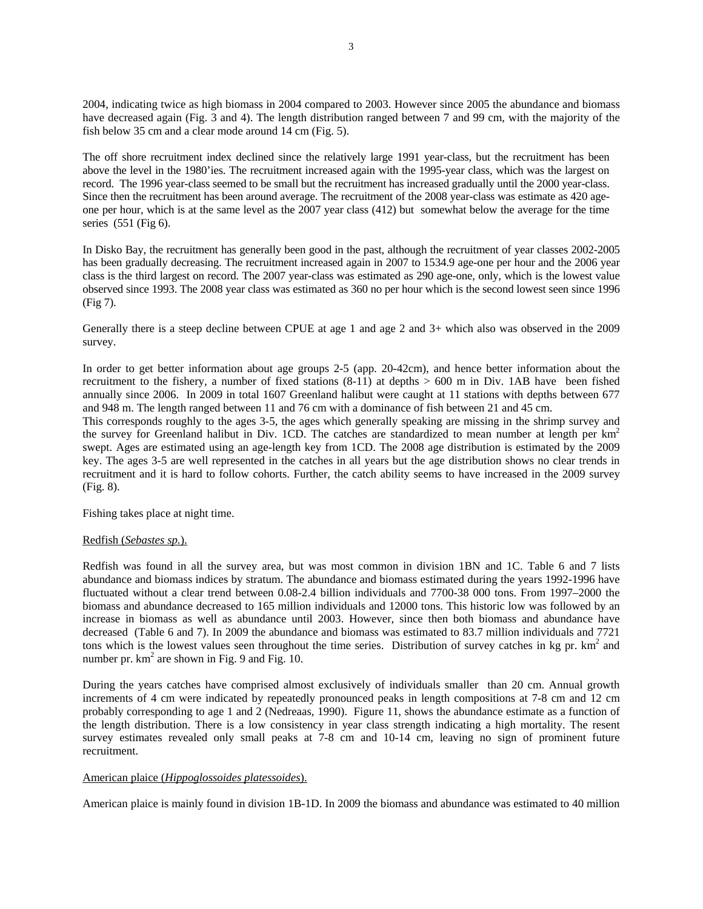2004, indicating twice as high biomass in 2004 compared to 2003. However since 2005 the abundance and biomass have decreased again (Fig. 3 and 4). The length distribution ranged between 7 and 99 cm, with the majority of the fish below 35 cm and a clear mode around 14 cm (Fig. 5).

The off shore recruitment index declined since the relatively large 1991 year-class, but the recruitment has been above the level in the 1980'ies. The recruitment increased again with the 1995-year class, which was the largest on record. The 1996 year-class seemed to be small but the recruitment has increased gradually until the 2000 year-class. Since then the recruitment has been around average. The recruitment of the 2008 year-class was estimate as 420 age-one per hour, which is at the same level as the 2007 year class (412) but somewhat below the average for the time series (551 (Fig 6).

In Disko Bay, the recruitment has generally been good in the past, although the recruitment of year classes 2002-2005 has been gradually decreasing. The recruitment increased again in 2007 to 1534.9 age-one per hour and the 2006 year class is the third largest on record. The 2007 year-class was estimated as 290 age-one, only, which is the lowest value observed since 1993. The 2008 year class was estimated as 360 no per hour which is the second lowest seen since 1996 (Fig 7).

Generally there is a steep decline between CPUE at age 1 and age 2 and 3+ which also was observed in the 2009 survey.

In order to get better information about age groups 2-5 (app. 20-42cm), and hence better information about the recruitment to the fishery, a number of fixed stations (8-11) at depths > 600 m in Div. 1AB have been fished annually since 2006. In 2009 in total 1607 Greenland halibut were caught at 11 stations with depths between 677 and 948 m. The length ranged between 11 and 76 cm with a dominance of fish between 21 and 45 cm.
This corresponds roughly to the ages 3-5, the ages which generally speaking are missing in the shrimp survey and the survey for Greenland halibut in Div. 1CD. The catches are standardized to mean number at length per $km^2$ swept. Ages are estimated using an age-length key from 1CD. The 2008 age distribution is estimated by the 2009 key. The ages 3-5 are well represented in the catches in all years but the age distribution shows no clear trends in recruitment and it is hard to follow cohorts. Further, the catch ability seems to have increased in the 2009 survey (Fig. 8).

Fishing takes place at night time.

Redfish (*Sebastes sp*.).

Redfish was found in all the survey area, but was most common in division 1BN and 1C. Table 6 and 7 lists abundance and biomass indices by stratum. The abundance and biomass estimated during the years 1992-1996 have fluctuated without a clear trend between 0.08-2.4 billion individuals and 7700-38 000 tons. From 1997–2000 the biomass and abundance decreased to 165 million individuals and 12000 tons. This historic low was followed by an increase in biomass as well as abundance until 2003. However, since then both biomass and abundance have decreased (Table 6 and 7). In 2009 the abundance and biomass was estimated to 83.7 million individuals and 7721 tons which is the lowest values seen throughout the time series. Distribution of survey catches in kg pr. $km^2$ and number pr. $km^2$ are shown in Fig. 9 and Fig. 10.

During the years catches have comprised almost exclusively of individuals smaller than 20 cm. Annual growth increments of 4 cm were indicated by repeatedly pronounced peaks in length compositions at 7-8 cm and 12 cm probably corresponding to age 1 and 2 (Nedreaas, 1990). Figure 11, shows the abundance estimate as a function of the length distribution. There is a low consistency in year class strength indicating a high mortality. The resent survey estimates revealed only small peaks at 7-8 cm and 10-14 cm, leaving no sign of prominent future recruitment.

American plaice (*Hippoglossoides platessoides*).

American plaice is mainly found in division 1B-1D. In 2009 the biomass and abundance was estimated to 40 million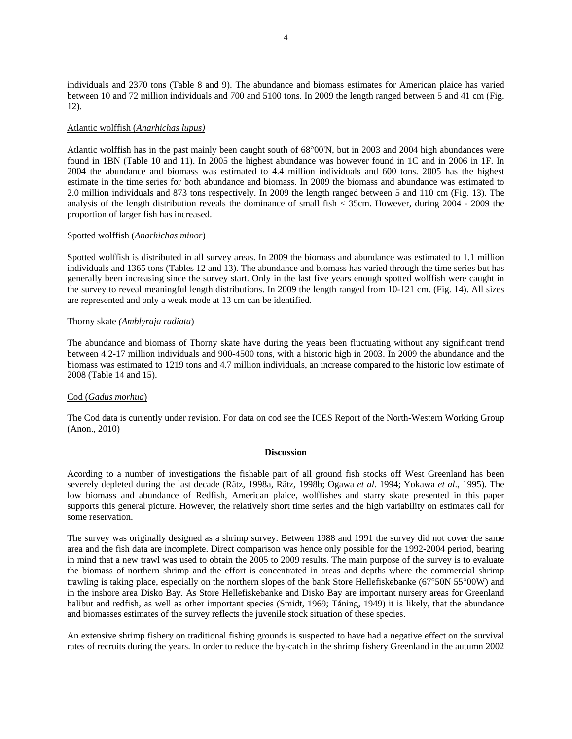individuals and 2370 tons (Table 8 and 9). The abundance and biomass estimates for American plaice has varied between 10 and 72 million individuals and 700 and 5100 tons. In 2009 the length ranged between 5 and 41 cm (Fig. 12).

Atlantic wolffish (*Anarhichas lupus)*

Atlantic wolffish has in the past mainly been caught south of 68°00'N, but in 2003 and 2004 high abundances were found in 1BN (Table 10 and 11). In 2005 the highest abundance was however found in 1C and in 2006 in 1F. In 2004 the abundance and biomass was estimated to 4.4 million individuals and 600 tons. 2005 has the highest estimate in the time series for both abundance and biomass. In 2009 the biomass and abundance was estimated to 2.0 million individuals and 873 tons respectively. In 2009 the length ranged between 5 and 110 cm (Fig. 13). The analysis of the length distribution reveals the dominance of small fish < 35cm. However, during 2004 - 2009 the proportion of larger fish has increased.

Spotted wolffish (*Anarhichas minor*)

Spotted wolffish is distributed in all survey areas. In 2009 the biomass and abundance was estimated to 1.1 million individuals and 1365 tons (Tables 12 and 13). The abundance and biomass has varied through the time series but has generally been increasing since the survey start. Only in the last five years enough spotted wolffish were caught in the survey to reveal meaningful length distributions. In 2009 the length ranged from 10-121 cm. (Fig. 14). All sizes are represented and only a weak mode at 13 cm can be identified.

Thorny skate *(Amblyraja radiata*)

The abundance and biomass of Thorny skate have during the years been fluctuating without any significant trend between 4.2-17 million individuals and 900-4500 tons, with a historic high in 2003. In 2009 the abundance and the biomass was estimated to 1219 tons and 4.7 million individuals, an increase compared to the historic low estimate of 2008 (Table 14 and 15).

Cod (*Gadus morhua*)

The Cod data is currently under revision. For data on cod see the ICES Report of the North-Western Working Group (Anon., 2010)

**Discussion**

Acording to a number of investigations the fishable part of all ground fish stocks off West Greenland has been severely depleted during the last decade (Rätz, 1998a, Rätz, 1998b; Ogawa *et al.* 1994; Yokawa *et al*., 1995). The low biomass and abundance of Redfish, American plaice, wolffishes and starry skate presented in this paper supports this general picture. However, the relatively short time series and the high variability on estimates call for some reservation.

The survey was originally designed as a shrimp survey. Between 1988 and 1991 the survey did not cover the same area and the fish data are incomplete. Direct comparison was hence only possible for the 1992-2004 period, bearing in mind that a new trawl was used to obtain the 2005 to 2009 results. The main purpose of the survey is to evaluate the biomass of northern shrimp and the effort is concentrated in areas and depths where the commercial shrimp trawling is taking place, especially on the northern slopes of the bank Store Hellefiskebanke (67°50N 55°00W) and in the inshore area Disko Bay. As Store Hellefiskebanke and Disko Bay are important nursery areas for Greenland halibut and redfish, as well as other important species (Smidt, 1969; Tåning, 1949) it is likely, that the abundance and biomasses estimates of the survey reflects the juvenile stock situation of these species.

An extensive shrimp fishery on traditional fishing grounds is suspected to have had a negative effect on the survival rates of recruits during the years. In order to reduce the by-catch in the shrimp fishery Greenland in the autumn 2002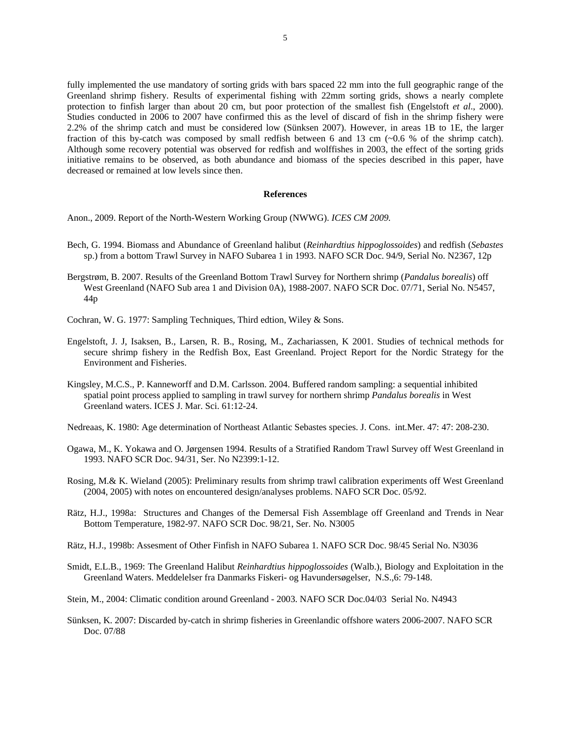fully implemented the use mandatory of sorting grids with bars spaced 22 mm into the full geographic range of the Greenland shrimp fishery. Results of experimental fishing with 22mm sorting grids, shows a nearly complete protection to finfish larger than about 20 cm, but poor protection of the smallest fish (Engelstoft *et al*., 2000). Studies conducted in 2006 to 2007 have confirmed this as the level of discard of fish in the shrimp fishery were 2.2% of the shrimp catch and must be considered low (Sünksen 2007). However, in areas 1B to 1E, the larger fraction of this by-catch was composed by small redfish between 6 and 13 cm (~0.6 % of the shrimp catch). Although some recovery potential was observed for redfish and wolffishes in 2003, the effect of the sorting grids initiative remains to be observed, as both abundance and biomass of the species described in this paper, have decreased or remained at low levels since then.

## References

Anon., 2009. Report of the North-Western Working Group (NWWG). *ICES CM 2009.*

Bech, G. 1994. Biomass and Abundance of Greenland halibut (*Reinhardtius hippoglossoides*) and redfish (*Sebastes* sp.) from a bottom Trawl Survey in NAFO Subarea 1 in 1993. NAFO SCR Doc. 94/9, Serial No. N2367, 12p

Bergstrøm, B. 2007. Results of the Greenland Bottom Trawl Survey for Northern shrimp (*Pandalus borealis*) off West Greenland (NAFO Sub area 1 and Division 0A), 1988-2007. NAFO SCR Doc. 07/71, Serial No. N5457, 44p

Cochran, W. G. 1977: Sampling Techniques, Third edtion, Wiley & Sons.

Engelstoft, J. J, Isaksen, B., Larsen, R. B., Rosing, M., Zachariassen, K 2001. Studies of technical methods for secure shrimp fishery in the Redfish Box, East Greenland. Project Report for the Nordic Strategy for the Environment and Fisheries.

Kingsley, M.C.S., P. Kanneworff and D.M. Carlsson. 2004. Buffered random sampling: a sequential inhibited spatial point process applied to sampling in trawl survey for northern shrimp *Pandalus borealis* in West Greenland waters. ICES J. Mar. Sci. 61:12-24.

Nedreaas, K. 1980: Age determination of Northeast Atlantic Sebastes species. J. Cons. int.Mer. 47: 47: 208-230.

Ogawa, M., K. Yokawa and O. Jørgensen 1994. Results of a Stratified Random Trawl Survey off West Greenland in 1993. NAFO SCR Doc. 94/31, Ser. No N2399:1-12.

Rosing, M.& K. Wieland (2005): Preliminary results from shrimp trawl calibration experiments off West Greenland (2004, 2005) with notes on encountered design/analyses problems. NAFO SCR Doc. 05/92.

Rätz, H.J., 1998a: Structures and Changes of the Demersal Fish Assemblage off Greenland and Trends in Near Bottom Temperature, 1982-97. NAFO SCR Doc. 98/21, Ser. No. N3005

Rätz, H.J., 1998b: Assesment of Other Finfish in NAFO Subarea 1. NAFO SCR Doc. 98/45 Serial No. N3036

Smidt, E.L.B., 1969: The Greenland Halibut *Reinhardtius hippoglossoides* (Walb.), Biology and Exploitation in the Greenland Waters. Meddelelser fra Danmarks Fiskeri- og Havundersøgelser, N.S.,6: 79-148.

Stein, M., 2004: Climatic condition around Greenland - 2003. NAFO SCR Doc.04/03 Serial No. N4943

Sünksen, K. 2007: Discarded by-catch in shrimp fisheries in Greenlandic offshore waters 2006-2007. NAFO SCR Doc. 07/88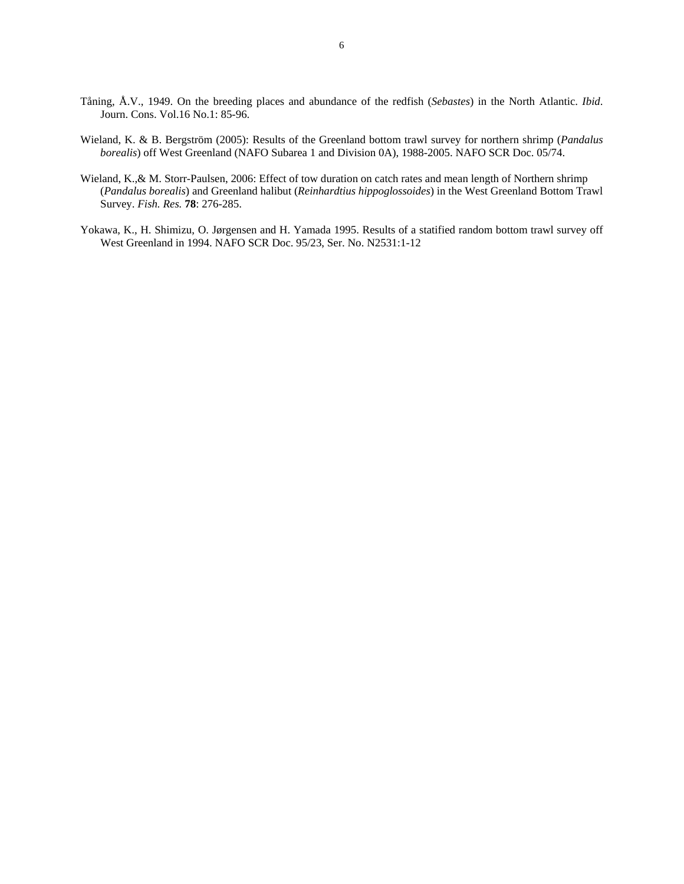Tåning, Å.V., 1949. On the breeding places and abundance of the redfish (*Sebastes*) in the North Atlantic. *Ibid*. Journ. Cons. Vol.16 No.1: 85-96.

Wieland, K. & B. Bergström (2005): Results of the Greenland bottom trawl survey for northern shrimp (*Pandalus borealis*) off West Greenland (NAFO Subarea 1 and Division 0A), 1988-2005. NAFO SCR Doc. 05/74.

Wieland, K.,& M. Storr-Paulsen, 2006: Effect of tow duration on catch rates and mean length of Northern shrimp (*Pandalus borealis*) and Greenland halibut (*Reinhardtius hippoglossoides*) in the West Greenland Bottom Trawl Survey. *Fish. Res.* **78**: 276-285.

Yokawa, K., H. Shimizu, O. Jørgensen and H. Yamada 1995. Results of a statified random bottom trawl survey off West Greenland in 1994. NAFO SCR Doc. 95/23, Ser. No. N2531:1-12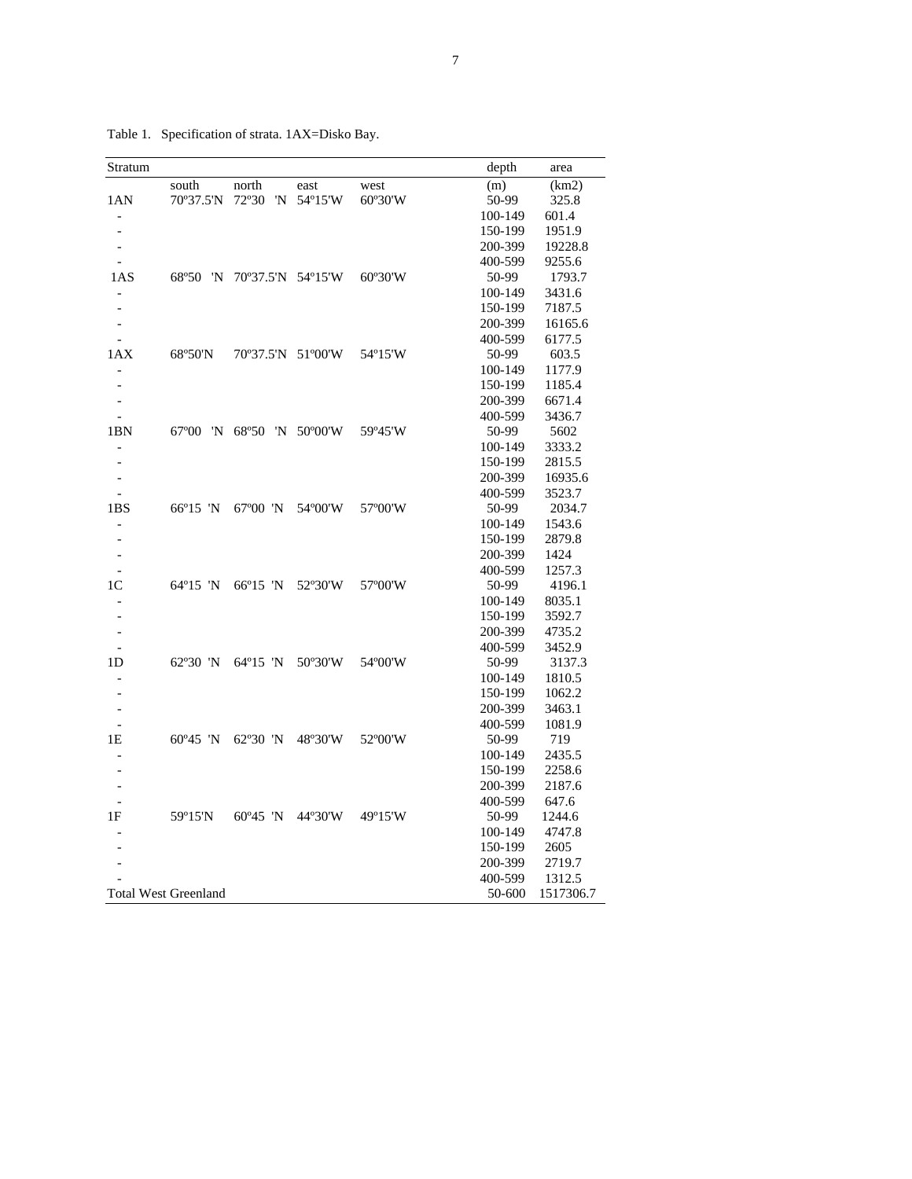Table 1. Specification of strata. 1AX=Disko Bay.

| Stratum | | | | | depth | area |
|---|---|---|---|---|---|---|
| | south | north | east | west | (m) | (km2) |
| 1AN | 70º37.5'N | 72º30 'N | 54º15'W | 60º30'W | 50-99 | 325.8 |
| - | | | | | 100-149 | 601.4 |
| - | | | | | 150-199 | 1951.9 |
| - | | | | | 200-399 | 19228.8 |
| - | | | | | 400-599 | 9255.6 |
| 1AS | 68º50 'N | 70º37.5'N | 54º15'W | 60º30'W | 50-99 | 1793.7 |
| - | | | | | 100-149 | 3431.6 |
| - | | | | | 150-199 | 7187.5 |
| - | | | | | 200-399 | 16165.6 |
| - | | | | | 400-599 | 6177.5 |
| 1AX | 68º50'N | 70º37.5'N | 51º00'W | 54º15'W | 50-99 | 603.5 |
| - | | | | | 100-149 | 1177.9 |
| - | | | | | 150-199 | 1185.4 |
| - | | | | | 200-399 | 6671.4 |
| - | | | | | 400-599 | 3436.7 |
| 1BN | 67º00 'N | 68º50 'N | 50º00'W | 59º45'W | 50-99 | 5602 |
| - | | | | | 100-149 | 3333.2 |
| - | | | | | 150-199 | 2815.5 |
| - | | | | | 200-399 | 16935.6 |
| - | | | | | 400-599 | 3523.7 |
| 1BS | 66º15 'N | 67º00 'N | 54º00'W | 57º00'W | 50-99 | 2034.7 |
| - | | | | | 100-149 | 1543.6 |
| - | | | | | 150-199 | 2879.8 |
| - | | | | | 200-399 | 1424 |
| - | | | | | 400-599 | 1257.3 |
| 1C | 64º15 'N | 66º15 'N | 52º30'W | 57º00'W | 50-99 | 4196.1 |
| - | | | | | 100-149 | 8035.1 |
| - | | | | | 150-199 | 3592.7 |
| - | | | | | 200-399 | 4735.2 |
| - | | | | | 400-599 | 3452.9 |
| 1D | 62º30 'N | 64º15 'N | 50º30'W | 54º00'W | 50-99 | 3137.3 |
| - | | | | | 100-149 | 1810.5 |
| - | | | | | 150-199 | 1062.2 |
| - | | | | | 200-399 | 3463.1 |
| - | | | | | 400-599 | 1081.9 |
| 1E | 60º45 'N | 62º30 'N | 48º30'W | 52º00'W | 50-99 | 719 |
| - | | | | | 100-149 | 2435.5 |
| - | | | | | 150-199 | 2258.6 |
| - | | | | | 200-399 | 2187.6 |
| - | | | | | 400-599 | 647.6 |
| 1F | 59º15'N | 60º45 'N | 44º30'W | 49º15'W | 50-99 | 1244.6 |
| - | | | | | 100-149 | 4747.8 |
| - | | | | | 150-199 | 2605 |
| - | | | | | 200-399 | 2719.7 |
| - | | | | | 400-599 | 1312.5 |
| Total West Greenland | | | | | 50-600 | 1517306.7 |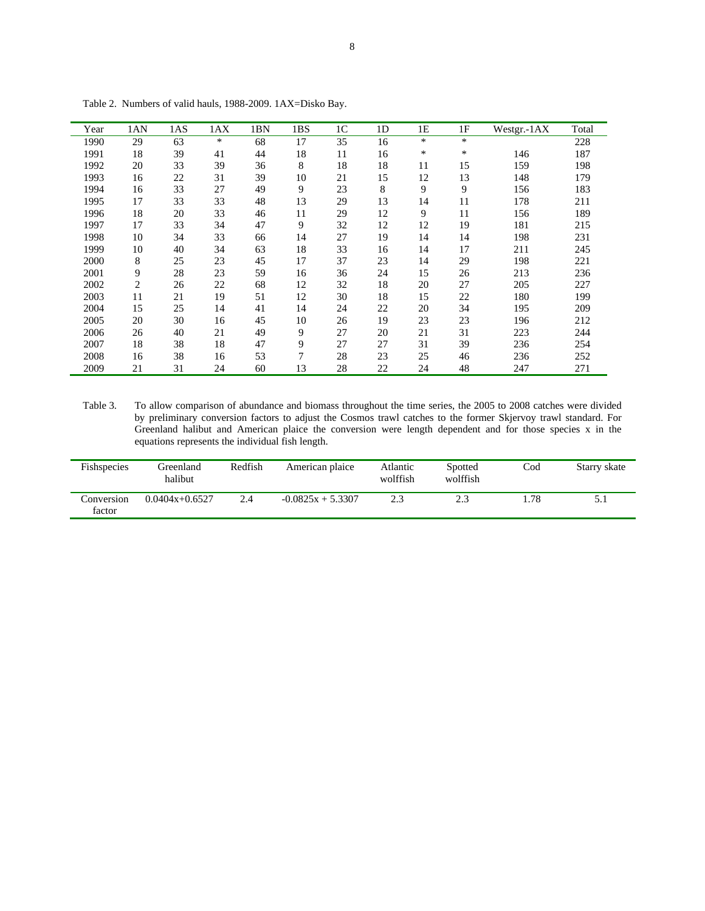Table 2. Numbers of valid hauls, 1988-2009. 1AX=Disko Bay.

| Year | 1AN | 1AS | 1AX | 1BN | 1BS | 1C | 1D | 1E | 1F | Westgr.-1AX | Total |
|---|---|---|---|---|---|---|---|---|---|---|---|
| 1990 | 29 | 63 | * | 68 | 17 | 35 | 16 | * | * | | 228 |
| 1991 | 18 | 39 | 41 | 44 | 18 | 11 | 16 | * | * | 146 | 187 |
| 1992 | 20 | 33 | 39 | 36 | 8 | 18 | 18 | 11 | 15 | 159 | 198 |
| 1993 | 16 | 22 | 31 | 39 | 10 | 21 | 15 | 12 | 13 | 148 | 179 |
| 1994 | 16 | 33 | 27 | 49 | 9 | 23 | 8 | 9 | 9 | 156 | 183 |
| 1995 | 17 | 33 | 33 | 48 | 13 | 29 | 13 | 14 | 11 | 178 | 211 |
| 1996 | 18 | 20 | 33 | 46 | 11 | 29 | 12 | 9 | 11 | 156 | 189 |
| 1997 | 17 | 33 | 34 | 47 | 9 | 32 | 12 | 12 | 19 | 181 | 215 |
| 1998 | 10 | 34 | 33 | 66 | 14 | 27 | 19 | 14 | 14 | 198 | 231 |
| 1999 | 10 | 40 | 34 | 63 | 18 | 33 | 16 | 14 | 17 | 211 | 245 |
| 2000 | 8 | 25 | 23 | 45 | 17 | 37 | 23 | 14 | 29 | 198 | 221 |
| 2001 | 9 | 28 | 23 | 59 | 16 | 36 | 24 | 15 | 26 | 213 | 236 |
| 2002 | 2 | 26 | 22 | 68 | 12 | 32 | 18 | 20 | 27 | 205 | 227 |
| 2003 | 11 | 21 | 19 | 51 | 12 | 30 | 18 | 15 | 22 | 180 | 199 |
| 2004 | 15 | 25 | 14 | 41 | 14 | 24 | 22 | 20 | 34 | 195 | 209 |
| 2005 | 20 | 30 | 16 | 45 | 10 | 26 | 19 | 23 | 23 | 196 | 212 |
| 2006 | 26 | 40 | 21 | 49 | 9 | 27 | 20 | 21 | 31 | 223 | 244 |
| 2007 | 18 | 38 | 18 | 47 | 9 | 27 | 27 | 31 | 39 | 236 | 254 |
| 2008 | 16 | 38 | 16 | 53 | 7 | 28 | 23 | 25 | 46 | 236 | 252 |
| 2009 | 21 | 31 | 24 | 60 | 13 | 28 | 22 | 24 | 48 | 247 | 271 |

Table 3. To allow comparison of abundance and biomass throughout the time series, the 2005 to 2008 catches were divided by preliminary conversion factors to adjust the Cosmos trawl catches to the former Skjervoy trawl standard. For Greenland halibut and American plaice the conversion were length dependent and for those species x in the equations represents the individual fish length.

| Fishspecies | Greenland halibut | Redfish | American plaice | Atlantic wolffish | Spotted wolffish | Cod | Starry skate |
|---|---|---|---|---|---|---|---|
| Conversion factor | $0.0404x+0.6527$ | 2.4 | $-0.0825x + 5.3307$ | 2.3 | 2.3 | 1.78 | 5.1 |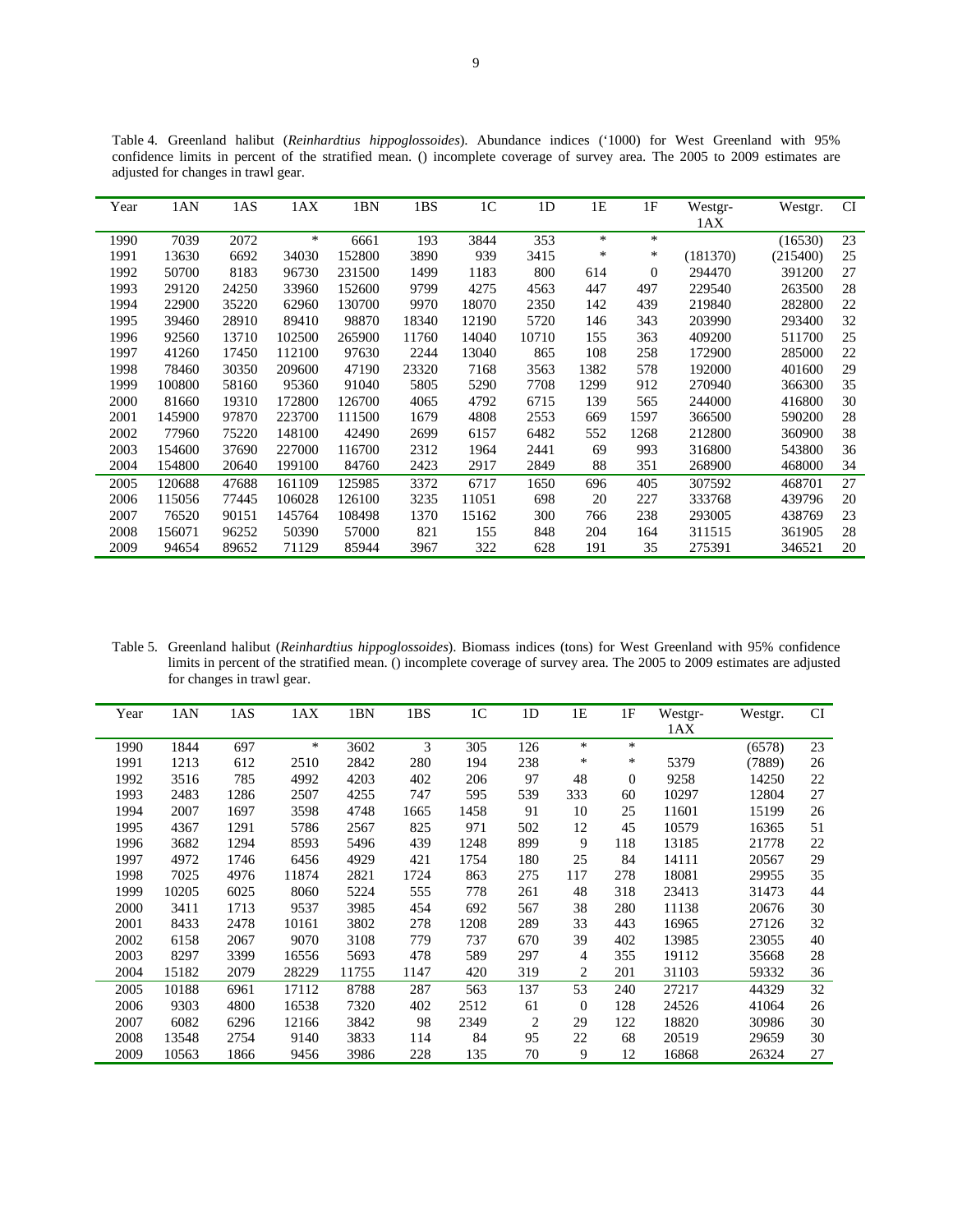Table 4. Greenland halibut (*Reinhardtius hippoglossoides*). Abundance indices ('1000) for West Greenland with 95% confidence limits in percent of the stratified mean. () incomplete coverage of survey area. The 2005 to 2009 estimates are adjusted for changes in trawl gear.

| Year | 1AN | 1AS | 1AX | 1BN | 1BS | 1C | 1D | 1E | 1F | Westgr-1AX | Westgr. | CI |
|---|---|---|---|---|---|---|---|---|---|---|---|---|
| 1990 | 7039 | 2072 | * | 6661 | 193 | 3844 | 353 | * | * | | (16530) | 23 |
| 1991 | 13630 | 6692 | 34030 | 152800 | 3890 | 939 | 3415 | * | * | (181370) | (215400) | 25 |
| 1992 | 50700 | 8183 | 96730 | 231500 | 1499 | 1183 | 800 | 614 | 0 | 294470 | 391200 | 27 |
| 1993 | 29120 | 24250 | 33960 | 152600 | 9799 | 4275 | 4563 | 447 | 497 | 229540 | 263500 | 28 |
| 1994 | 22900 | 35220 | 62960 | 130700 | 9970 | 18070 | 2350 | 142 | 439 | 219840 | 282800 | 22 |
| 1995 | 39460 | 28910 | 89410 | 98870 | 18340 | 12190 | 5720 | 146 | 343 | 203990 | 293400 | 32 |
| 1996 | 92560 | 13710 | 102500 | 265900 | 11760 | 14040 | 10710 | 155 | 363 | 409200 | 511700 | 25 |
| 1997 | 41260 | 17450 | 112100 | 97630 | 2244 | 13040 | 865 | 108 | 258 | 172900 | 285000 | 22 |
| 1998 | 78460 | 30350 | 209600 | 47190 | 23320 | 7168 | 3563 | 1382 | 578 | 192000 | 401600 | 29 |
| 1999 | 100800 | 58160 | 95360 | 91040 | 5805 | 5290 | 7708 | 1299 | 912 | 270940 | 366300 | 35 |
| 2000 | 81660 | 19310 | 172800 | 126700 | 4065 | 4792 | 6715 | 139 | 565 | 244000 | 416800 | 30 |
| 2001 | 145900 | 97870 | 223700 | 111500 | 1679 | 4808 | 2553 | 669 | 1597 | 366500 | 590200 | 28 |
| 2002 | 77960 | 75220 | 148100 | 42490 | 2699 | 6157 | 6482 | 552 | 1268 | 212800 | 360900 | 38 |
| 2003 | 154600 | 37690 | 227000 | 116700 | 2312 | 1964 | 2441 | 69 | 993 | 316800 | 543800 | 36 |
| 2004 | 154800 | 20640 | 199100 | 84760 | 2423 | 2917 | 2849 | 88 | 351 | 268900 | 468000 | 34 |
| 2005 | 120688 | 47688 | 161109 | 125985 | 3372 | 6717 | 1650 | 696 | 405 | 307592 | 468701 | 27 |
| 2006 | 115056 | 77445 | 106028 | 126100 | 3235 | 11051 | 698 | 20 | 227 | 333768 | 439796 | 20 |
| 2007 | 76520 | 90151 | 145764 | 108498 | 1370 | 15162 | 300 | 766 | 238 | 293005 | 438769 | 23 |
| 2008 | 156071 | 96252 | 50390 | 57000 | 821 | 155 | 848 | 204 | 164 | 311515 | 361905 | 28 |
| 2009 | 94654 | 89652 | 71129 | 85944 | 3967 | 322 | 628 | 191 | 35 | 275391 | 346521 | 20 |

Table 5. Greenland halibut (*Reinhardtius hippoglossoides*). Biomass indices (tons) for West Greenland with 95% confidence limits in percent of the stratified mean. () incomplete coverage of survey area. The 2005 to 2009 estimates are adjusted for changes in trawl gear.

| Year | 1AN | 1AS | 1AX | 1BN | 1BS | 1C | 1D | 1E | 1F | Westgr-1AX | Westgr. | CI |
|---|---|---|---|---|---|---|---|---|---|---|---|---|
| 1990 | 1844 | 697 | * | 3602 | 3 | 305 | 126 | * | * | | (6578) | 23 |
| 1991 | 1213 | 612 | 2510 | 2842 | 280 | 194 | 238 | * | * | 5379 | (7889) | 26 |
| 1992 | 3516 | 785 | 4992 | 4203 | 402 | 206 | 97 | 48 | 0 | 9258 | 14250 | 22 |
| 1993 | 2483 | 1286 | 2507 | 4255 | 747 | 595 | 539 | 333 | 60 | 10297 | 12804 | 27 |
| 1994 | 2007 | 1697 | 3598 | 4748 | 1665 | 1458 | 91 | 10 | 25 | 11601 | 15199 | 26 |
| 1995 | 4367 | 1291 | 5786 | 2567 | 825 | 971 | 502 | 12 | 45 | 10579 | 16365 | 51 |
| 1996 | 3682 | 1294 | 8593 | 5496 | 439 | 1248 | 899 | 9 | 118 | 13185 | 21778 | 22 |
| 1997 | 4972 | 1746 | 6456 | 4929 | 421 | 1754 | 180 | 25 | 84 | 14111 | 20567 | 29 |
| 1998 | 7025 | 4976 | 11874 | 2821 | 1724 | 863 | 275 | 117 | 278 | 18081 | 29955 | 35 |
| 1999 | 10205 | 6025 | 8060 | 5224 | 555 | 778 | 261 | 48 | 318 | 23413 | 31473 | 44 |
| 2000 | 3411 | 1713 | 9537 | 3985 | 454 | 692 | 567 | 38 | 280 | 11138 | 20676 | 30 |
| 2001 | 8433 | 2478 | 10161 | 3802 | 278 | 1208 | 289 | 33 | 443 | 16965 | 27126 | 32 |
| 2002 | 6158 | 2067 | 9070 | 3108 | 779 | 737 | 670 | 39 | 402 | 13985 | 23055 | 40 |
| 2003 | 8297 | 3399 | 16556 | 5693 | 478 | 589 | 297 | 4 | 355 | 19112 | 35668 | 28 |
| 2004 | 15182 | 2079 | 28229 | 11755 | 1147 | 420 | 319 | 2 | 201 | 31103 | 59332 | 36 |
| 2005 | 10188 | 6961 | 17112 | 8788 | 287 | 563 | 137 | 53 | 240 | 27217 | 44329 | 32 |
| 2006 | 9303 | 4800 | 16538 | 7320 | 402 | 2512 | 61 | 0 | 128 | 24526 | 41064 | 26 |
| 2007 | 6082 | 6296 | 12166 | 3842 | 98 | 2349 | 2 | 29 | 122 | 18820 | 30986 | 30 |
| 2008 | 13548 | 2754 | 9140 | 3833 | 114 | 84 | 95 | 22 | 68 | 20519 | 29659 | 30 |
| 2009 | 10563 | 1866 | 9456 | 3986 | 228 | 135 | 70 | 9 | 12 | 16868 | 26324 | 27 |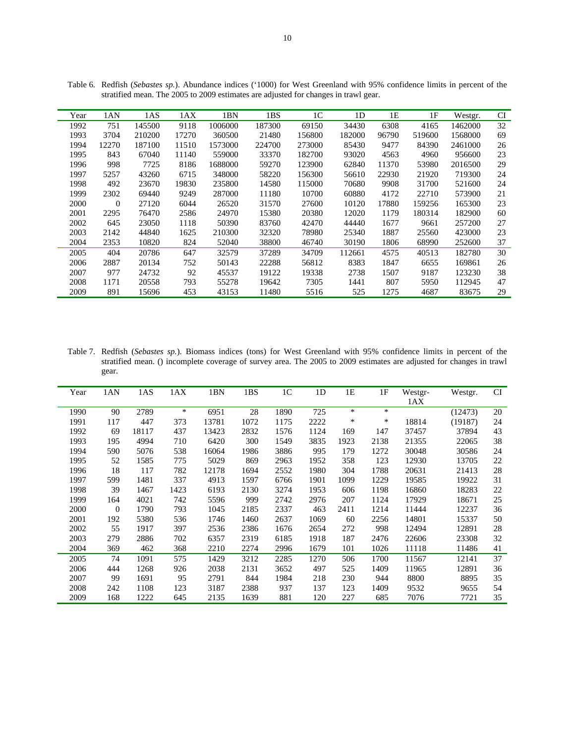Table 6. Redfish (*Sebastes sp.*). Abundance indices ('1000) for West Greenland with 95% confidence limits in percent of the stratified mean. The 2005 to 2009 estimates are adjusted for changes in trawl gear.

| Year | 1AN | 1AS | 1AX | 1BN | 1BS | 1C | 1D | 1E | 1F | Westgr. | CI |
|---|---|---|---|---|---|---|---|---|---|---|---|
| 1992 | 751 | 145500 | 9118 | 1006000 | 187300 | 69150 | 34430 | 6308 | 4165 | 1462000 | 32 |
| 1993 | 3704 | 210200 | 17270 | 360500 | 21480 | 156800 | 182000 | 96790 | 519600 | 1568000 | 69 |
| 1994 | 12270 | 187100 | 11510 | 1573000 | 224700 | 273000 | 85430 | 9477 | 84390 | 2461000 | 26 |
| 1995 | 843 | 67040 | 11140 | 559000 | 33370 | 182700 | 93020 | 4563 | 4960 | 956600 | 23 |
| 1996 | 998 | 7725 | 8186 | 1688000 | 59270 | 123900 | 62840 | 11370 | 53980 | 2016500 | 29 |
| 1997 | 5257 | 43260 | 6715 | 348000 | 58220 | 156300 | 56610 | 22930 | 21920 | 719300 | 24 |
| 1998 | 492 | 23670 | 19830 | 235800 | 14580 | 115000 | 70680 | 9908 | 31700 | 521600 | 24 |
| 1999 | 2302 | 69440 | 9249 | 287000 | 11180 | 10700 | 60880 | 4172 | 22710 | 573900 | 21 |
| 2000 | 0 | 27120 | 6044 | 26520 | 31570 | 27600 | 10120 | 17880 | 159256 | 165300 | 23 |
| 2001 | 2295 | 76470 | 2586 | 24970 | 15380 | 20380 | 12020 | 1179 | 180314 | 182900 | 60 |
| 2002 | 645 | 23050 | 1118 | 50390 | 83760 | 42470 | 44440 | 1677 | 9661 | 257200 | 27 |
| 2003 | 2142 | 44840 | 1625 | 210300 | 32320 | 78980 | 25340 | 1887 | 25560 | 423000 | 23 |
| 2004 | 2353 | 10820 | 824 | 52040 | 38800 | 46740 | 30190 | 1806 | 68990 | 252600 | 37 |
| 2005 | 404 | 20786 | 647 | 32579 | 37289 | 34709 | 112661 | 4575 | 40513 | 182780 | 30 |
| 2006 | 2887 | 20134 | 752 | 50143 | 22288 | 56812 | 8383 | 1847 | 6655 | 169861 | 26 |
| 2007 | 977 | 24732 | 92 | 45537 | 19122 | 19338 | 2738 | 1507 | 9187 | 123230 | 38 |
| 2008 | 1171 | 20558 | 793 | 55278 | 19642 | 7305 | 1441 | 807 | 5950 | 112945 | 47 |
| 2009 | 891 | 15696 | 453 | 43153 | 11480 | 5516 | 525 | 1275 | 4687 | 83675 | 29 |

Table 7. Redfish (*Sebastes sp.*). Biomass indices (tons) for West Greenland with 95% confidence limits in percent of the stratified mean. () incomplete coverage of survey area. The 2005 to 2009 estimates are adjusted for changes in trawl gear.

| Year | 1AN | 1AS | 1AX | 1BN | 1BS | 1C | 1D | 1E | 1F | Westgr-1AX | Westgr. | CI |
|---|---|---|---|---|---|---|---|---|---|---|---|---|
| 1990 | 90 | 2789 | * | 6951 | 28 | 1890 | 725 | * | * | | (12473) | 20 |
| 1991 | 117 | 447 | 373 | 13781 | 1072 | 1175 | 2222 | * | * | 18814 | (19187) | 24 |
| 1992 | 69 | 18117 | 437 | 13423 | 2832 | 1576 | 1124 | 169 | 147 | 37457 | 37894 | 43 |
| 1993 | 195 | 4994 | 710 | 6420 | 300 | 1549 | 3835 | 1923 | 2138 | 21355 | 22065 | 38 |
| 1994 | 590 | 5076 | 538 | 16064 | 1986 | 3886 | 995 | 179 | 1272 | 30048 | 30586 | 24 |
| 1995 | 52 | 1585 | 775 | 5029 | 869 | 2963 | 1952 | 358 | 123 | 12930 | 13705 | 22 |
| 1996 | 18 | 117 | 782 | 12178 | 1694 | 2552 | 1980 | 304 | 1788 | 20631 | 21413 | 28 |
| 1997 | 599 | 1481 | 337 | 4913 | 1597 | 6766 | 1901 | 1099 | 1229 | 19585 | 19922 | 31 |
| 1998 | 39 | 1467 | 1423 | 6193 | 2130 | 3274 | 1953 | 606 | 1198 | 16860 | 18283 | 22 |
| 1999 | 164 | 4021 | 742 | 5596 | 999 | 2742 | 2976 | 207 | 1124 | 17929 | 18671 | 25 |
| 2000 | 0 | 1790 | 793 | 1045 | 2185 | 2337 | 463 | 2411 | 1214 | 11444 | 12237 | 36 |
| 2001 | 192 | 5380 | 536 | 1746 | 1460 | 2637 | 1069 | 60 | 2256 | 14801 | 15337 | 50 |
| 2002 | 55 | 1917 | 397 | 2536 | 2386 | 1676 | 2654 | 272 | 998 | 12494 | 12891 | 28 |
| 2003 | 279 | 2886 | 702 | 6357 | 2319 | 6185 | 1918 | 187 | 2476 | 22606 | 23308 | 32 |
| 2004 | 369 | 462 | 368 | 2210 | 2274 | 2996 | 1679 | 101 | 1026 | 11118 | 11486 | 41 |
| 2005 | 74 | 1091 | 575 | 1429 | 3212 | 2285 | 1270 | 506 | 1700 | 11567 | 12141 | 37 |
| 2006 | 444 | 1268 | 926 | 2038 | 2131 | 3652 | 497 | 525 | 1409 | 11965 | 12891 | 36 |
| 2007 | 99 | 1691 | 95 | 2791 | 844 | 1984 | 218 | 230 | 944 | 8800 | 8895 | 35 |
| 2008 | 242 | 1108 | 123 | 3187 | 2388 | 937 | 137 | 123 | 1409 | 9532 | 9655 | 54 |
| 2009 | 168 | 1222 | 645 | 2135 | 1639 | 881 | 120 | 227 | 685 | 7076 | 7721 | 35 |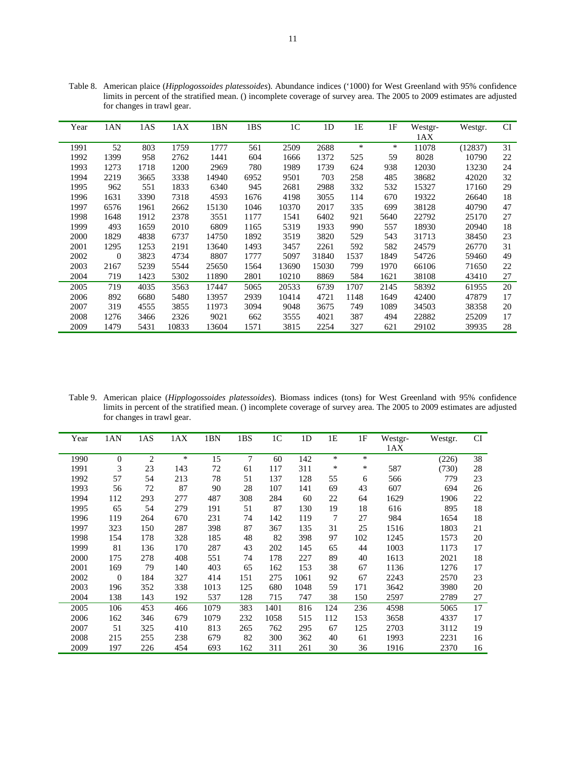Table 8. American plaice (*Hipplogossoides platessoides*). Abundance indices ('1000) for West Greenland with 95% confidence limits in percent of the stratified mean. () incomplete coverage of survey area. The 2005 to 2009 estimates are adjusted for changes in trawl gear.

| Year | 1AN | 1AS | 1AX | 1BN | 1BS | 1C | 1D | 1E | 1F | Westgr-1AX | Westgr. | CI |
|---|---|---|---|---|---|---|---|---|---|---|---|---|
| 1991 | 52 | 803 | 1759 | 1777 | 561 | 2509 | 2688 | * | * | 11078 | (12837) | 31 |
| 1992 | 1399 | 958 | 2762 | 1441 | 604 | 1666 | 1372 | 525 | 59 | 8028 | 10790 | 22 |
| 1993 | 1273 | 1718 | 1200 | 2969 | 780 | 1989 | 1739 | 624 | 938 | 12030 | 13230 | 24 |
| 1994 | 2219 | 3665 | 3338 | 14940 | 6952 | 9501 | 703 | 258 | 485 | 38682 | 42020 | 32 |
| 1995 | 962 | 551 | 1833 | 6340 | 945 | 2681 | 2988 | 332 | 532 | 15327 | 17160 | 29 |
| 1996 | 1631 | 3390 | 7318 | 4593 | 1676 | 4198 | 3055 | 114 | 670 | 19322 | 26640 | 18 |
| 1997 | 6576 | 1961 | 2662 | 15130 | 1046 | 10370 | 2017 | 335 | 699 | 38128 | 40790 | 47 |
| 1998 | 1648 | 1912 | 2378 | 3551 | 1177 | 1541 | 6402 | 921 | 5640 | 22792 | 25170 | 27 |
| 1999 | 493 | 1659 | 2010 | 6809 | 1165 | 5319 | 1933 | 990 | 557 | 18930 | 20940 | 18 |
| 2000 | 1829 | 4838 | 6737 | 14750 | 1892 | 3519 | 3820 | 529 | 543 | 31713 | 38450 | 23 |
| 2001 | 1295 | 1253 | 2191 | 13640 | 1493 | 3457 | 2261 | 592 | 582 | 24579 | 26770 | 31 |
| 2002 | 0 | 3823 | 4734 | 8807 | 1777 | 5097 | 31840 | 1537 | 1849 | 54726 | 59460 | 49 |
| 2003 | 2167 | 5239 | 5544 | 25650 | 1564 | 13690 | 15030 | 799 | 1970 | 66106 | 71650 | 22 |
| 2004 | 719 | 1423 | 5302 | 11890 | 2801 | 10210 | 8869 | 584 | 1621 | 38108 | 43410 | 27 |
| 2005 | 719 | 4035 | 3563 | 17447 | 5065 | 20533 | 6739 | 1707 | 2145 | 58392 | 61955 | 20 |
| 2006 | 892 | 6680 | 5480 | 13957 | 2939 | 10414 | 4721 | 1148 | 1649 | 42400 | 47879 | 17 |
| 2007 | 319 | 4555 | 3855 | 11973 | 3094 | 9048 | 3675 | 749 | 1089 | 34503 | 38358 | 20 |
| 2008 | 1276 | 3466 | 2326 | 9021 | 662 | 3555 | 4021 | 387 | 494 | 22882 | 25209 | 17 |
| 2009 | 1479 | 5431 | 10833 | 13604 | 1571 | 3815 | 2254 | 327 | 621 | 29102 | 39935 | 28 |

Table 9. American plaice (*Hipplogossoides platessoides*). Biomass indices (tons) for West Greenland with 95% confidence limits in percent of the stratified mean. () incomplete coverage of survey area. The 2005 to 2009 estimates are adjusted for changes in trawl gear.

| Year | 1AN | 1AS | 1AX | 1BN | 1BS | 1C | 1D | 1E | 1F | Westgr-1AX | Westgr. | CI |
|---|---|---|---|---|---|---|---|---|---|---|---|---|
| 1990 | 0 | 2 | * | 15 | 7 | 60 | 142 | * | * | | (226) | 38 |
| 1991 | 3 | 23 | 143 | 72 | 61 | 117 | 311 | * | * | 587 | (730) | 28 |
| 1992 | 57 | 54 | 213 | 78 | 51 | 137 | 128 | 55 | 6 | 566 | 779 | 23 |
| 1993 | 56 | 72 | 87 | 90 | 28 | 107 | 141 | 69 | 43 | 607 | 694 | 26 |
| 1994 | 112 | 293 | 277 | 487 | 308 | 284 | 60 | 22 | 64 | 1629 | 1906 | 22 |
| 1995 | 65 | 54 | 279 | 191 | 51 | 87 | 130 | 19 | 18 | 616 | 895 | 18 |
| 1996 | 119 | 264 | 670 | 231 | 74 | 142 | 119 | 7 | 27 | 984 | 1654 | 18 |
| 1997 | 323 | 150 | 287 | 398 | 87 | 367 | 135 | 31 | 25 | 1516 | 1803 | 21 |
| 1998 | 154 | 178 | 328 | 185 | 48 | 82 | 398 | 97 | 102 | 1245 | 1573 | 20 |
| 1999 | 81 | 136 | 170 | 287 | 43 | 202 | 145 | 65 | 44 | 1003 | 1173 | 17 |
| 2000 | 175 | 278 | 408 | 551 | 74 | 178 | 227 | 89 | 40 | 1613 | 2021 | 18 |
| 2001 | 169 | 79 | 140 | 403 | 65 | 162 | 153 | 38 | 67 | 1136 | 1276 | 17 |
| 2002 | 0 | 184 | 327 | 414 | 151 | 275 | 1061 | 92 | 67 | 2243 | 2570 | 23 |
| 2003 | 196 | 352 | 338 | 1013 | 125 | 680 | 1048 | 59 | 171 | 3642 | 3980 | 20 |
| 2004 | 138 | 143 | 192 | 537 | 128 | 715 | 747 | 38 | 150 | 2597 | 2789 | 27 |
| 2005 | 106 | 453 | 466 | 1079 | 383 | 1401 | 816 | 124 | 236 | 4598 | 5065 | 17 |
| 2006 | 162 | 346 | 679 | 1079 | 232 | 1058 | 515 | 112 | 153 | 3658 | 4337 | 17 |
| 2007 | 51 | 325 | 410 | 813 | 265 | 762 | 295 | 67 | 125 | 2703 | 3112 | 19 |
| 2008 | 215 | 255 | 238 | 679 | 82 | 300 | 362 | 40 | 61 | 1993 | 2231 | 16 |
| 2009 | 197 | 226 | 454 | 693 | 162 | 311 | 261 | 30 | 36 | 1916 | 2370 | 16 |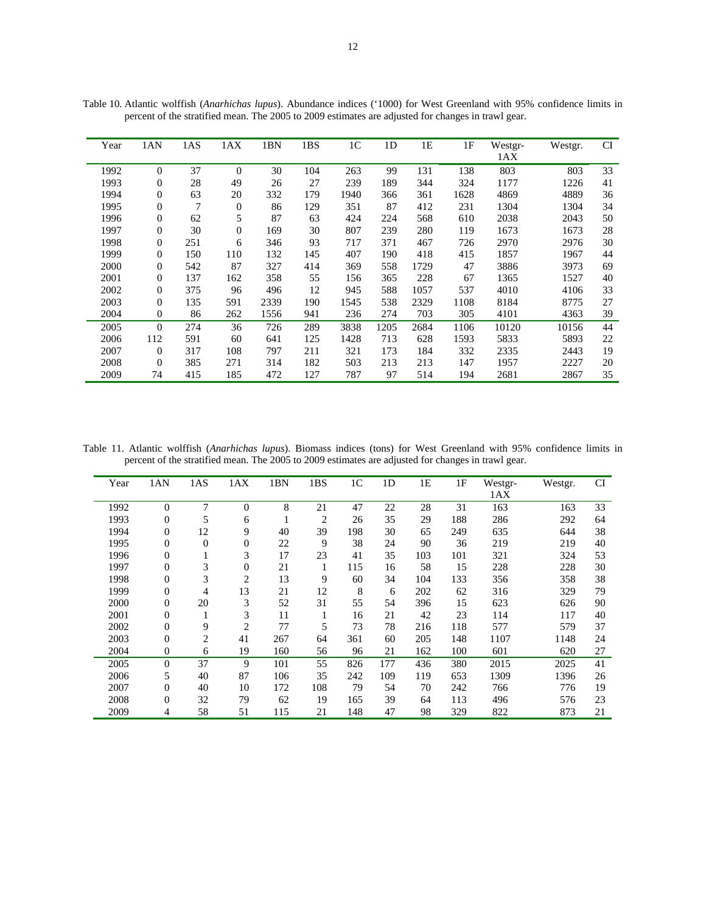Table 10. Atlantic wolffish (*Anarhichas lupus*). Abundance indices ('1000) for West Greenland with 95% confidence limits in percent of the stratified mean. The 2005 to 2009 estimates are adjusted for changes in trawl gear.

| Year | 1AN | 1AS | 1AX | 1BN | 1BS | 1C | 1D | 1E | 1F | Westgr-1AX | Westgr. | CI |
|---|---|---|---|---|---|---|---|---|---|---|---|---|
| 1992 | 0 | 37 | 0 | 30 | 104 | 263 | 99 | 131 | 138 | 803 | 803 | 33 |
| 1993 | 0 | 28 | 49 | 26 | 27 | 239 | 189 | 344 | 324 | 1177 | 1226 | 41 |
| 1994 | 0 | 63 | 20 | 332 | 179 | 1940 | 366 | 361 | 1628 | 4869 | 4889 | 36 |
| 1995 | 0 | 7 | 0 | 86 | 129 | 351 | 87 | 412 | 231 | 1304 | 1304 | 34 |
| 1996 | 0 | 62 | 5 | 87 | 63 | 424 | 224 | 568 | 610 | 2038 | 2043 | 50 |
| 1997 | 0 | 30 | 0 | 169 | 30 | 807 | 239 | 280 | 119 | 1673 | 1673 | 28 |
| 1998 | 0 | 251 | 6 | 346 | 93 | 717 | 371 | 467 | 726 | 2970 | 2976 | 30 |
| 1999 | 0 | 150 | 110 | 132 | 145 | 407 | 190 | 418 | 415 | 1857 | 1967 | 44 |
| 2000 | 0 | 542 | 87 | 327 | 414 | 369 | 558 | 1729 | 47 | 3886 | 3973 | 69 |
| 2001 | 0 | 137 | 162 | 358 | 55 | 156 | 365 | 228 | 67 | 1365 | 1527 | 40 |
| 2002 | 0 | 375 | 96 | 496 | 12 | 945 | 588 | 1057 | 537 | 4010 | 4106 | 33 |
| 2003 | 0 | 135 | 591 | 2339 | 190 | 1545 | 538 | 2329 | 1108 | 8184 | 8775 | 27 |
| 2004 | 0 | 86 | 262 | 1556 | 941 | 236 | 274 | 703 | 305 | 4101 | 4363 | 39 |
| 2005 | 0 | 274 | 36 | 726 | 289 | 3838 | 1205 | 2684 | 1106 | 10120 | 10156 | 44 |
| 2006 | 112 | 591 | 60 | 641 | 125 | 1428 | 713 | 628 | 1593 | 5833 | 5893 | 22 |
| 2007 | 0 | 317 | 108 | 797 | 211 | 321 | 173 | 184 | 332 | 2335 | 2443 | 19 |
| 2008 | 0 | 385 | 271 | 314 | 182 | 503 | 213 | 213 | 147 | 1957 | 2227 | 20 |
| 2009 | 74 | 415 | 185 | 472 | 127 | 787 | 97 | 514 | 194 | 2681 | 2867 | 35 |

Table 11. Atlantic wolffish (*Anarhichas lupus*). Biomass indices (tons) for West Greenland with 95% confidence limits in percent of the stratified mean. The 2005 to 2009 estimates are adjusted for changes in trawl gear.

| Year | 1AN | 1AS | 1AX | 1BN | 1BS | 1C | 1D | 1E | 1F | Westgr-1AX | Westgr. | CI |
|---|---|---|---|---|---|---|---|---|---|---|---|---|
| 1992 | 0 | 7 | 0 | 8 | 21 | 47 | 22 | 28 | 31 | 163 | 163 | 33 |
| 1993 | 0 | 5 | 6 | 1 | 2 | 26 | 35 | 29 | 188 | 286 | 292 | 64 |
| 1994 | 0 | 12 | 9 | 40 | 39 | 198 | 30 | 65 | 249 | 635 | 644 | 38 |
| 1995 | 0 | 0 | 0 | 22 | 9 | 38 | 24 | 90 | 36 | 219 | 219 | 40 |
| 1996 | 0 | 1 | 3 | 17 | 23 | 41 | 35 | 103 | 101 | 321 | 324 | 53 |
| 1997 | 0 | 3 | 0 | 21 | 1 | 115 | 16 | 58 | 15 | 228 | 228 | 30 |
| 1998 | 0 | 3 | 2 | 13 | 9 | 60 | 34 | 104 | 133 | 356 | 358 | 38 |
| 1999 | 0 | 4 | 13 | 21 | 12 | 8 | 6 | 202 | 62 | 316 | 329 | 79 |
| 2000 | 0 | 20 | 3 | 52 | 31 | 55 | 54 | 396 | 15 | 623 | 626 | 90 |
| 2001 | 0 | 1 | 3 | 11 | 1 | 16 | 21 | 42 | 23 | 114 | 117 | 40 |
| 2002 | 0 | 9 | 2 | 77 | 5 | 73 | 78 | 216 | 118 | 577 | 579 | 37 |
| 2003 | 0 | 2 | 41 | 267 | 64 | 361 | 60 | 205 | 148 | 1107 | 1148 | 24 |
| 2004 | 0 | 6 | 19 | 160 | 56 | 96 | 21 | 162 | 100 | 601 | 620 | 27 |
| 2005 | 0 | 37 | 9 | 101 | 55 | 826 | 177 | 436 | 380 | 2015 | 2025 | 41 |
| 2006 | 5 | 40 | 87 | 106 | 35 | 242 | 109 | 119 | 653 | 1309 | 1396 | 26 |
| 2007 | 0 | 40 | 10 | 172 | 108 | 79 | 54 | 70 | 242 | 766 | 776 | 19 |
| 2008 | 0 | 32 | 79 | 62 | 19 | 165 | 39 | 64 | 113 | 496 | 576 | 23 |
| 2009 | 4 | 58 | 51 | 115 | 21 | 148 | 47 | 98 | 329 | 822 | 873 | 21 |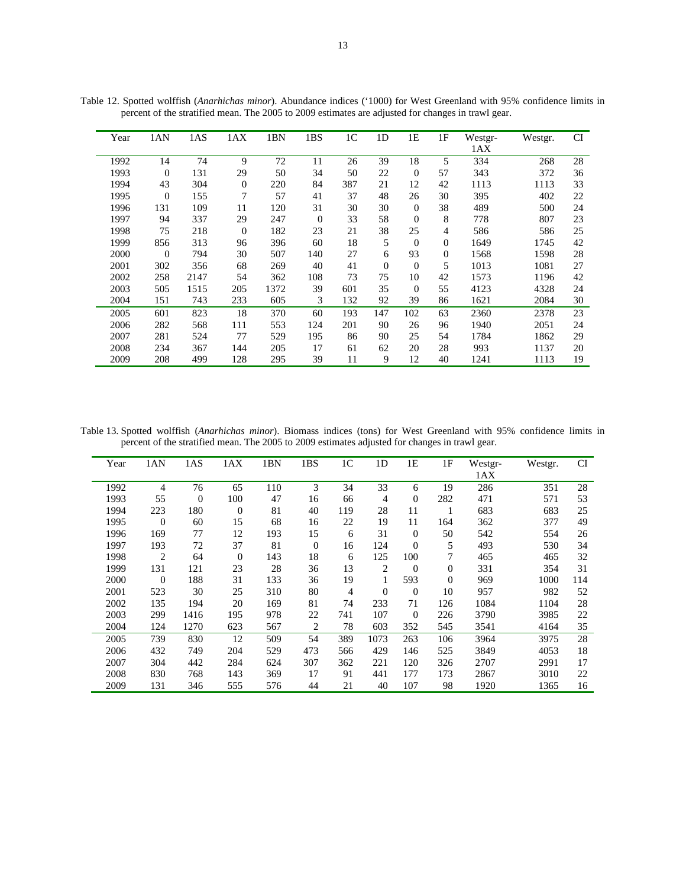Table 12. Spotted wolffish (*Anarhichas minor*). Abundance indices ('1000) for West Greenland with 95% confidence limits in percent of the stratified mean. The 2005 to 2009 estimates are adjusted for changes in trawl gear.

| Year | 1AN | 1AS | 1AX | 1BN | 1BS | 1C | 1D | 1E | 1F | Westgr-1AX | Westgr. | CI |
|---|---|---|---|---|---|---|---|---|---|---|---|---|
| 1992 | 14 | 74 | 9 | 72 | 11 | 26 | 39 | 18 | 5 | 334 | 268 | 28 |
| 1993 | 0 | 131 | 29 | 50 | 34 | 50 | 22 | 0 | 57 | 343 | 372 | 36 |
| 1994 | 43 | 304 | 0 | 220 | 84 | 387 | 21 | 12 | 42 | 1113 | 1113 | 33 |
| 1995 | 0 | 155 | 7 | 57 | 41 | 37 | 48 | 26 | 30 | 395 | 402 | 22 |
| 1996 | 131 | 109 | 11 | 120 | 31 | 30 | 30 | 0 | 38 | 489 | 500 | 24 |
| 1997 | 94 | 337 | 29 | 247 | 0 | 33 | 58 | 0 | 8 | 778 | 807 | 23 |
| 1998 | 75 | 218 | 0 | 182 | 23 | 21 | 38 | 25 | 4 | 586 | 586 | 25 |
| 1999 | 856 | 313 | 96 | 396 | 60 | 18 | 5 | 0 | 0 | 1649 | 1745 | 42 |
| 2000 | 0 | 794 | 30 | 507 | 140 | 27 | 6 | 93 | 0 | 1568 | 1598 | 28 |
| 2001 | 302 | 356 | 68 | 269 | 40 | 41 | 0 | 0 | 5 | 1013 | 1081 | 27 |
| 2002 | 258 | 2147 | 54 | 362 | 108 | 73 | 75 | 10 | 42 | 1573 | 1196 | 42 |
| 2003 | 505 | 1515 | 205 | 1372 | 39 | 601 | 35 | 0 | 55 | 4123 | 4328 | 24 |
| 2004 | 151 | 743 | 233 | 605 | 3 | 132 | 92 | 39 | 86 | 1621 | 2084 | 30 |
| 2005 | 601 | 823 | 18 | 370 | 60 | 193 | 147 | 102 | 63 | 2360 | 2378 | 23 |
| 2006 | 282 | 568 | 111 | 553 | 124 | 201 | 90 | 26 | 96 | 1940 | 2051 | 24 |
| 2007 | 281 | 524 | 77 | 529 | 195 | 86 | 90 | 25 | 54 | 1784 | 1862 | 29 |
| 2008 | 234 | 367 | 144 | 205 | 17 | 61 | 62 | 20 | 28 | 993 | 1137 | 20 |
| 2009 | 208 | 499 | 128 | 295 | 39 | 11 | 9 | 12 | 40 | 1241 | 1113 | 19 |

Table 13. Spotted wolffish (*Anarhichas minor*). Biomass indices (tons) for West Greenland with 95% confidence limits in percent of the stratified mean. The 2005 to 2009 estimates adjusted for changes in trawl gear.

| Year | 1AN | 1AS | 1AX | 1BN | 1BS | 1C | 1D | 1E | 1F | Westgr-1AX | Westgr. | CI |
|---|---|---|---|---|---|---|---|---|---|---|---|---|
| 1992 | 4 | 76 | 65 | 110 | 3 | 34 | 33 | 6 | 19 | 286 | 351 | 28 |
| 1993 | 55 | 0 | 100 | 47 | 16 | 66 | 4 | 0 | 282 | 471 | 571 | 53 |
| 1994 | 223 | 180 | 0 | 81 | 40 | 119 | 28 | 11 | 1 | 683 | 683 | 25 |
| 1995 | 0 | 60 | 15 | 68 | 16 | 22 | 19 | 11 | 164 | 362 | 377 | 49 |
| 1996 | 169 | 77 | 12 | 193 | 15 | 6 | 31 | 0 | 50 | 542 | 554 | 26 |
| 1997 | 193 | 72 | 37 | 81 | 0 | 16 | 124 | 0 | 5 | 493 | 530 | 34 |
| 1998 | 2 | 64 | 0 | 143 | 18 | 6 | 125 | 100 | 7 | 465 | 465 | 32 |
| 1999 | 131 | 121 | 23 | 28 | 36 | 13 | 2 | 0 | 0 | 331 | 354 | 31 |
| 2000 | 0 | 188 | 31 | 133 | 36 | 19 | 1 | 593 | 0 | 969 | 1000 | 114 |
| 2001 | 523 | 30 | 25 | 310 | 80 | 4 | 0 | 0 | 10 | 957 | 982 | 52 |
| 2002 | 135 | 194 | 20 | 169 | 81 | 74 | 233 | 71 | 126 | 1084 | 1104 | 28 |
| 2003 | 299 | 1416 | 195 | 978 | 22 | 741 | 107 | 0 | 226 | 3790 | 3985 | 22 |
| 2004 | 124 | 1270 | 623 | 567 | 2 | 78 | 603 | 352 | 545 | 3541 | 4164 | 35 |
| 2005 | 739 | 830 | 12 | 509 | 54 | 389 | 1073 | 263 | 106 | 3964 | 3975 | 28 |
| 2006 | 432 | 749 | 204 | 529 | 473 | 566 | 429 | 146 | 525 | 3849 | 4053 | 18 |
| 2007 | 304 | 442 | 284 | 624 | 307 | 362 | 221 | 120 | 326 | 2707 | 2991 | 17 |
| 2008 | 830 | 768 | 143 | 369 | 17 | 91 | 441 | 177 | 173 | 2867 | 3010 | 22 |
| 2009 | 131 | 346 | 555 | 576 | 44 | 21 | 40 | 107 | 98 | 1920 | 1365 | 16 |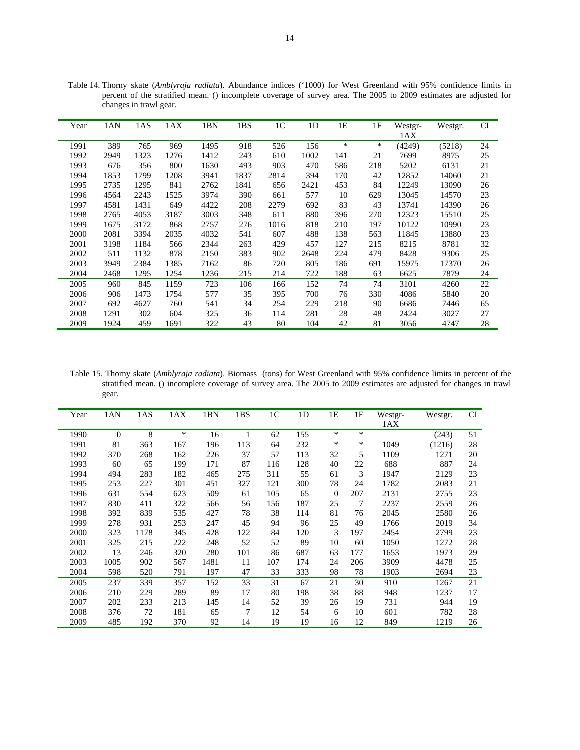Table 14. Thorny skate (*Amblyraja radiata*). Abundance indices ('1000) for West Greenland with 95% confidence limits in percent of the stratified mean. () incomplete coverage of survey area. The 2005 to 2009 estimates are adjusted for changes in trawl gear.

| Year | 1AN | 1AS | 1AX | 1BN | 1BS | 1C | 1D | 1E | 1F | Westgr-1AX | Westgr. | CI |
|---|---|---|---|---|---|---|---|---|---|---|---|---|
| 1991 | 389 | 765 | 969 | 1495 | 918 | 526 | 156 | * | * | (4249) | (5218) | 24 |
| 1992 | 2949 | 1323 | 1276 | 1412 | 243 | 610 | 1002 | 141 | 21 | 7699 | 8975 | 25 |
| 1993 | 676 | 356 | 800 | 1630 | 493 | 903 | 470 | 586 | 218 | 5202 | 6131 | 21 |
| 1994 | 1853 | 1799 | 1208 | 3941 | 1837 | 2814 | 394 | 170 | 42 | 12852 | 14060 | 21 |
| 1995 | 2735 | 1295 | 841 | 2762 | 1841 | 656 | 2421 | 453 | 84 | 12249 | 13090 | 26 |
| 1996 | 4564 | 2243 | 1525 | 3974 | 390 | 661 | 577 | 10 | 629 | 13045 | 14570 | 23 |
| 1997 | 4581 | 1431 | 649 | 4422 | 208 | 2279 | 692 | 83 | 43 | 13741 | 14390 | 26 |
| 1998 | 2765 | 4053 | 3187 | 3003 | 348 | 611 | 880 | 396 | 270 | 12323 | 15510 | 25 |
| 1999 | 1675 | 3172 | 868 | 2757 | 276 | 1016 | 818 | 210 | 197 | 10122 | 10990 | 23 |
| 2000 | 2081 | 3394 | 2035 | 4032 | 541 | 607 | 488 | 138 | 563 | 11845 | 13880 | 23 |
| 2001 | 3198 | 1184 | 566 | 2344 | 263 | 429 | 457 | 127 | 215 | 8215 | 8781 | 32 |
| 2002 | 511 | 1132 | 878 | 2150 | 383 | 902 | 2648 | 224 | 479 | 8428 | 9306 | 25 |
| 2003 | 3949 | 2384 | 1385 | 7162 | 86 | 720 | 805 | 186 | 691 | 15975 | 17370 | 26 |
| 2004 | 2468 | 1295 | 1254 | 1236 | 215 | 214 | 722 | 188 | 63 | 6625 | 7879 | 24 |
| 2005 | 960 | 845 | 1159 | 723 | 106 | 166 | 152 | 74 | 74 | 3101 | 4260 | 22 |
| 2006 | 906 | 1473 | 1754 | 577 | 35 | 395 | 700 | 76 | 330 | 4086 | 5840 | 20 |
| 2007 | 692 | 4627 | 760 | 541 | 34 | 254 | 229 | 218 | 90 | 6686 | 7446 | 65 |
| 2008 | 1291 | 302 | 604 | 325 | 36 | 114 | 281 | 28 | 48 | 2424 | 3027 | 27 |
| 2009 | 1924 | 459 | 1691 | 322 | 43 | 80 | 104 | 42 | 81 | 3056 | 4747 | 28 |

Table 15. Thorny skate (*Amblyraja radiata*). Biomass (tons) for West Greenland with 95% confidence limits in percent of the stratified mean. () incomplete coverage of survey area. The 2005 to 2009 estimates are adjusted for changes in trawl gear.

| Year | 1AN | 1AS | 1AX | 1BN | 1BS | 1C | 1D | 1E | 1F | Westgr-1AX | Westgr. | CI |
|---|---|---|---|---|---|---|---|---|---|---|---|---|
| 1990 | 0 | 8 | * | 16 | 1 | 62 | 155 | * | * | | (243) | 51 |
| 1991 | 81 | 363 | 167 | 196 | 113 | 64 | 232 | * | * | 1049 | (1216) | 28 |
| 1992 | 370 | 268 | 162 | 226 | 37 | 57 | 113 | 32 | 5 | 1109 | 1271 | 20 |
| 1993 | 60 | 65 | 199 | 171 | 87 | 116 | 128 | 40 | 22 | 688 | 887 | 24 |
| 1994 | 494 | 283 | 182 | 465 | 275 | 311 | 55 | 61 | 3 | 1947 | 2129 | 23 |
| 1995 | 253 | 227 | 301 | 451 | 327 | 121 | 300 | 78 | 24 | 1782 | 2083 | 21 |
| 1996 | 631 | 554 | 623 | 509 | 61 | 105 | 65 | 0 | 207 | 2131 | 2755 | 23 |
| 1997 | 830 | 411 | 322 | 566 | 56 | 156 | 187 | 25 | 7 | 2237 | 2559 | 26 |
| 1998 | 392 | 839 | 535 | 427 | 78 | 38 | 114 | 81 | 76 | 2045 | 2580 | 26 |
| 1999 | 278 | 931 | 253 | 247 | 45 | 94 | 96 | 25 | 49 | 1766 | 2019 | 34 |
| 2000 | 323 | 1178 | 345 | 428 | 122 | 84 | 120 | 3 | 197 | 2454 | 2799 | 23 |
| 2001 | 325 | 215 | 222 | 248 | 52 | 52 | 89 | 10 | 60 | 1050 | 1272 | 28 |
| 2002 | 13 | 246 | 320 | 280 | 101 | 86 | 687 | 63 | 177 | 1653 | 1973 | 29 |
| 2003 | 1005 | 902 | 567 | 1481 | 11 | 107 | 174 | 24 | 206 | 3909 | 4478 | 25 |
| 2004 | 598 | 520 | 791 | 197 | 47 | 33 | 333 | 98 | 78 | 1903 | 2694 | 23 |
| 2005 | 237 | 339 | 357 | 152 | 33 | 31 | 67 | 21 | 30 | 910 | 1267 | 21 |
| 2006 | 210 | 229 | 289 | 89 | 17 | 80 | 198 | 38 | 88 | 948 | 1237 | 17 |
| 2007 | 202 | 233 | 213 | 145 | 14 | 52 | 39 | 26 | 19 | 731 | 944 | 19 |
| 2008 | 376 | 72 | 181 | 65 | 7 | 12 | 54 | 6 | 10 | 601 | 782 | 28 |
| 2009 | 485 | 192 | 370 | 92 | 14 | 19 | 19 | 16 | 12 | 849 | 1219 | 26 |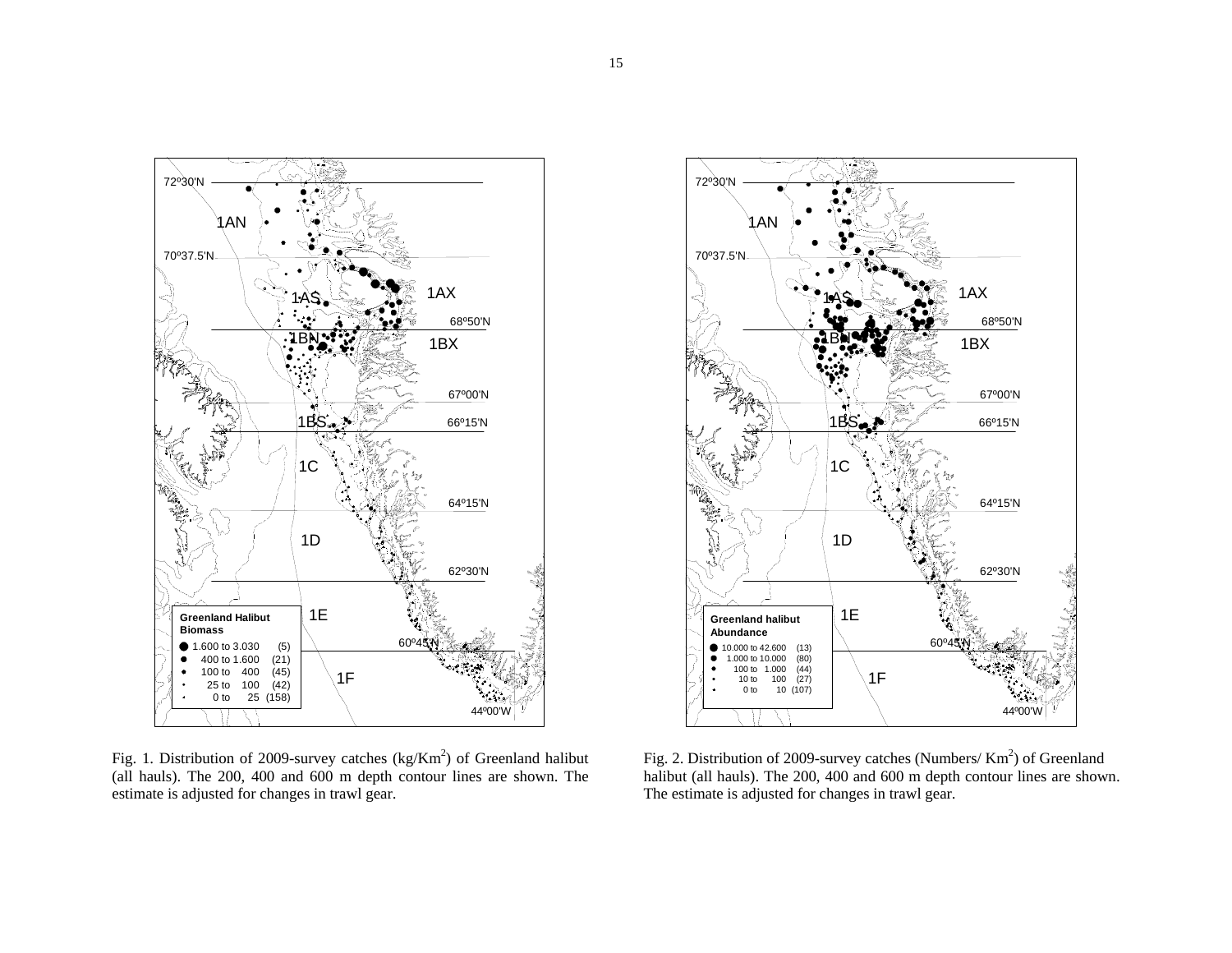Fig. 1. Distribution of 2009-survey catches (kg/Km$^2$) of Greenland halibut (all hauls). The 200, 400 and 600 m depth contour lines are shown. The estimate is adjusted for changes in trawl gear.

Fig. 2. Distribution of 2009-survey catches (Numbers/ Km$^2$) of Greenland halibut (all hauls). The 200, 400 and 600 m depth contour lines are shown. The estimate is adjusted for changes in trawl gear.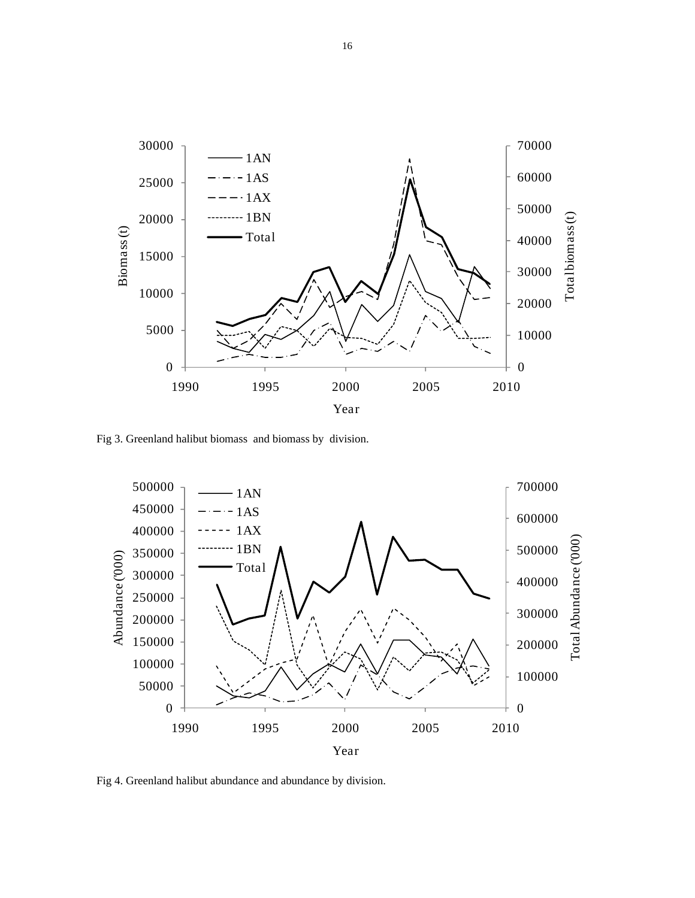Fig 3. Greenland halibut biomass and biomass by division.

Fig 4. Greenland halibut abundance and abundance by division.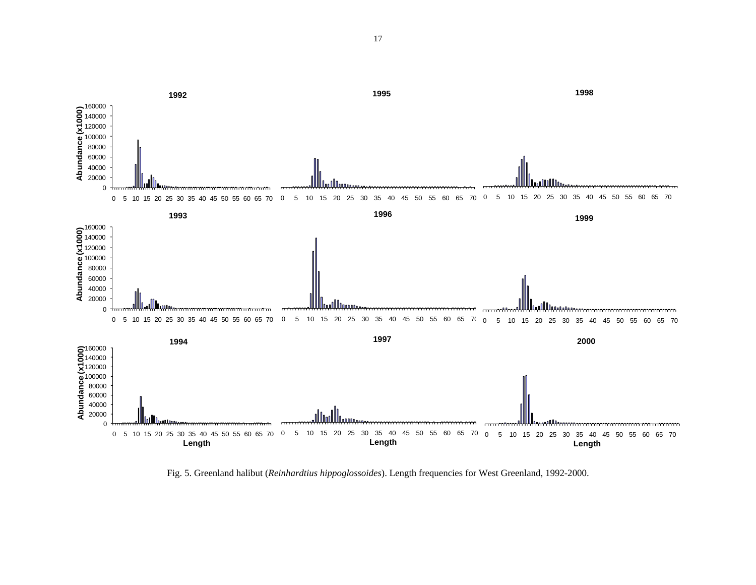Fig. 5. Greenland halibut (*Reinhardtius hippoglossoides*). Length frequencies for West Greenland, 1992-2000.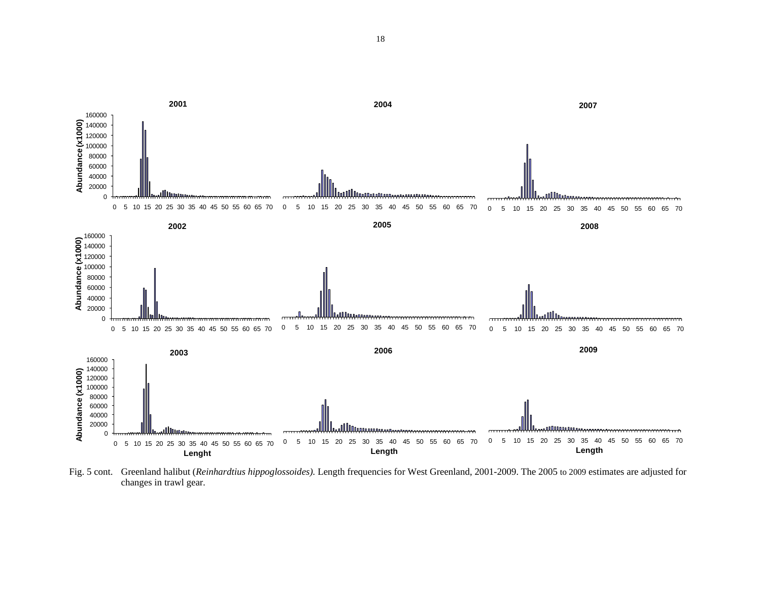Fig. 5 cont. Greenland halibut (*Reinhardtius hippoglossoides).* Length frequencies for West Greenland, 2001-2009. The 2005 to 2009 estimates are adjusted for changes in trawl gear.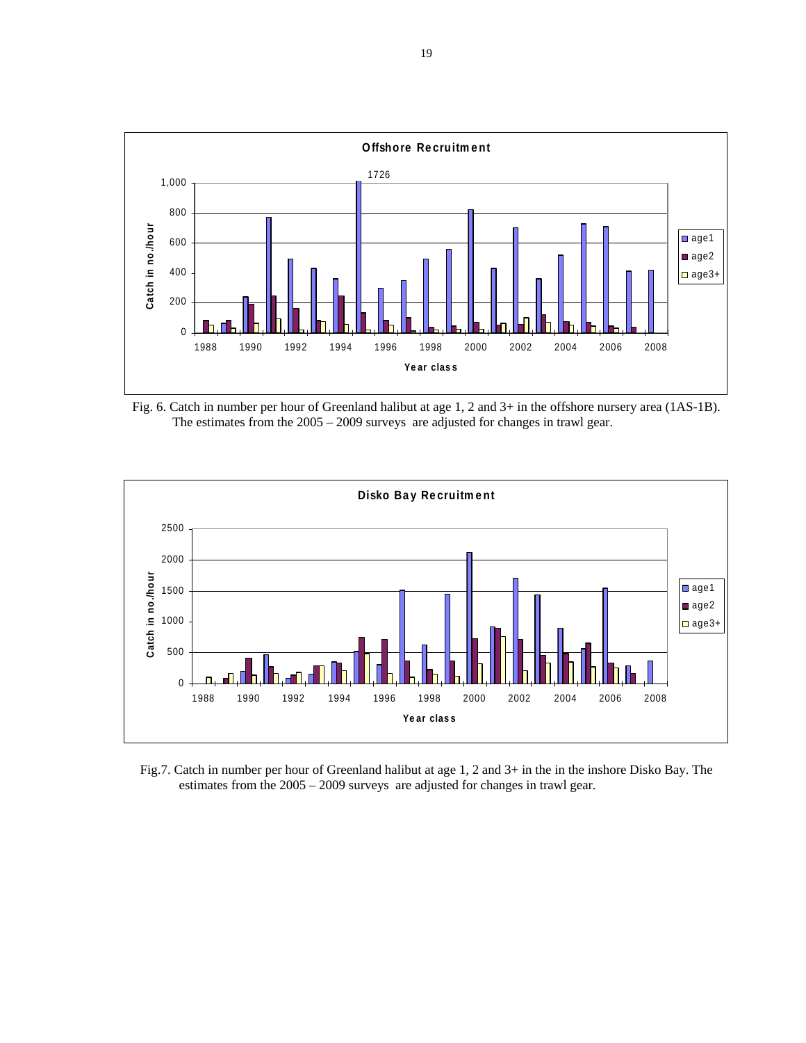Fig. 6. Catch in number per hour of Greenland halibut at age 1, 2 and 3+ in the offshore nursery area (1AS-1B). The estimates from the 2005 – 2009 surveys are adjusted for changes in trawl gear.

Fig.7. Catch in number per hour of Greenland halibut at age 1, 2 and 3+ in the in the inshore Disko Bay. The estimates from the 2005 – 2009 surveys are adjusted for changes in trawl gear.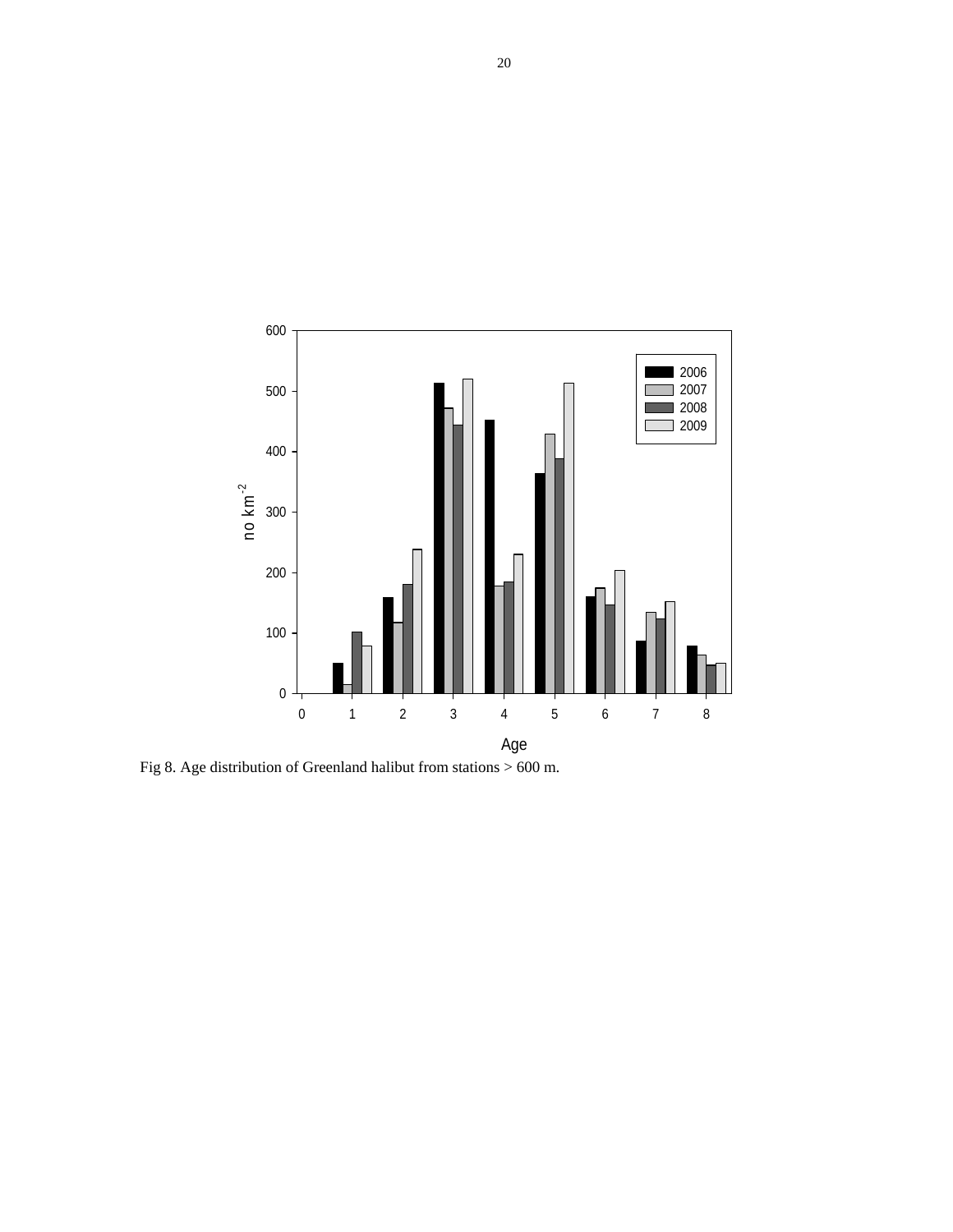Fig 8. Age distribution of Greenland halibut from stations > 600 m.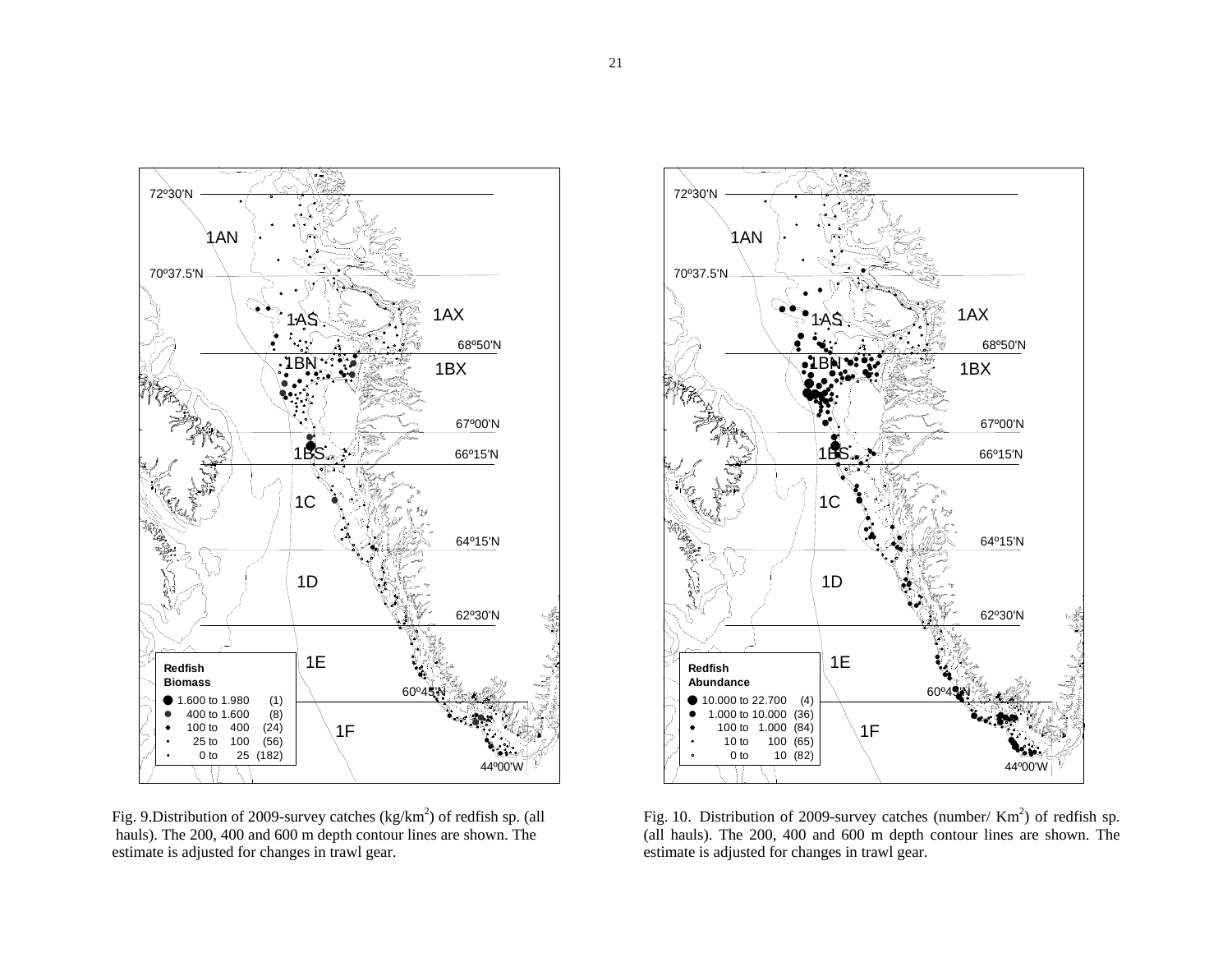Fig. 9.Distribution of 2009-survey catches (kg/km$^2$) of redfish sp. (all hauls). The 200, 400 and 600 m depth contour lines are shown. The estimate is adjusted for changes in trawl gear.

Fig. 10. Distribution of 2009-survey catches (number/ Km$^2$) of redfish sp. (all hauls). The 200, 400 and 600 m depth contour lines are shown. The estimate is adjusted for changes in trawl gear.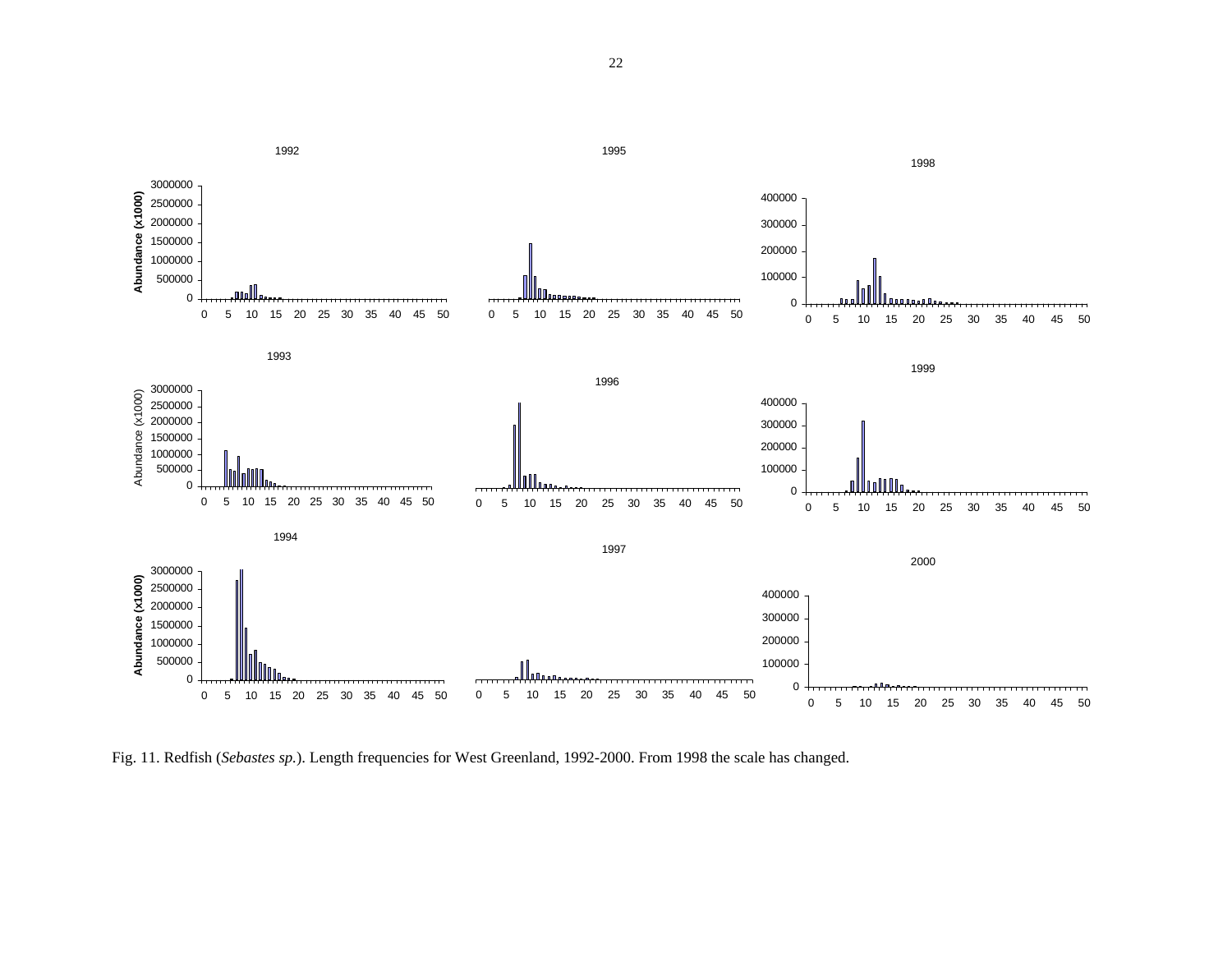Fig. 11. Redfish (*Sebastes sp.*). Length frequencies for West Greenland, 1992-2000. From 1998 the scale has changed.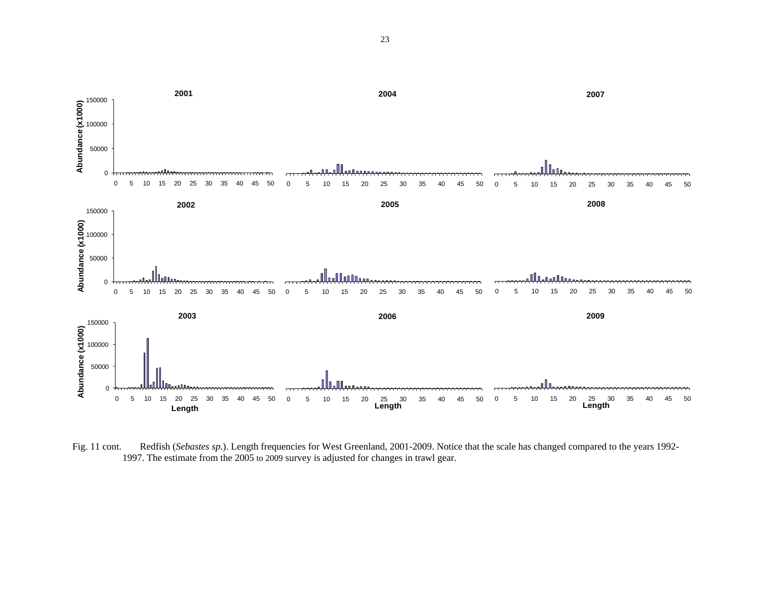Fig. 11 cont. Redfish (*Sebastes sp.*). Length frequencies for West Greenland, 2001-2009. Notice that the scale has changed compared to the years 1992-1997. The estimate from the 2005 to 2009 survey is adjusted for changes in trawl gear.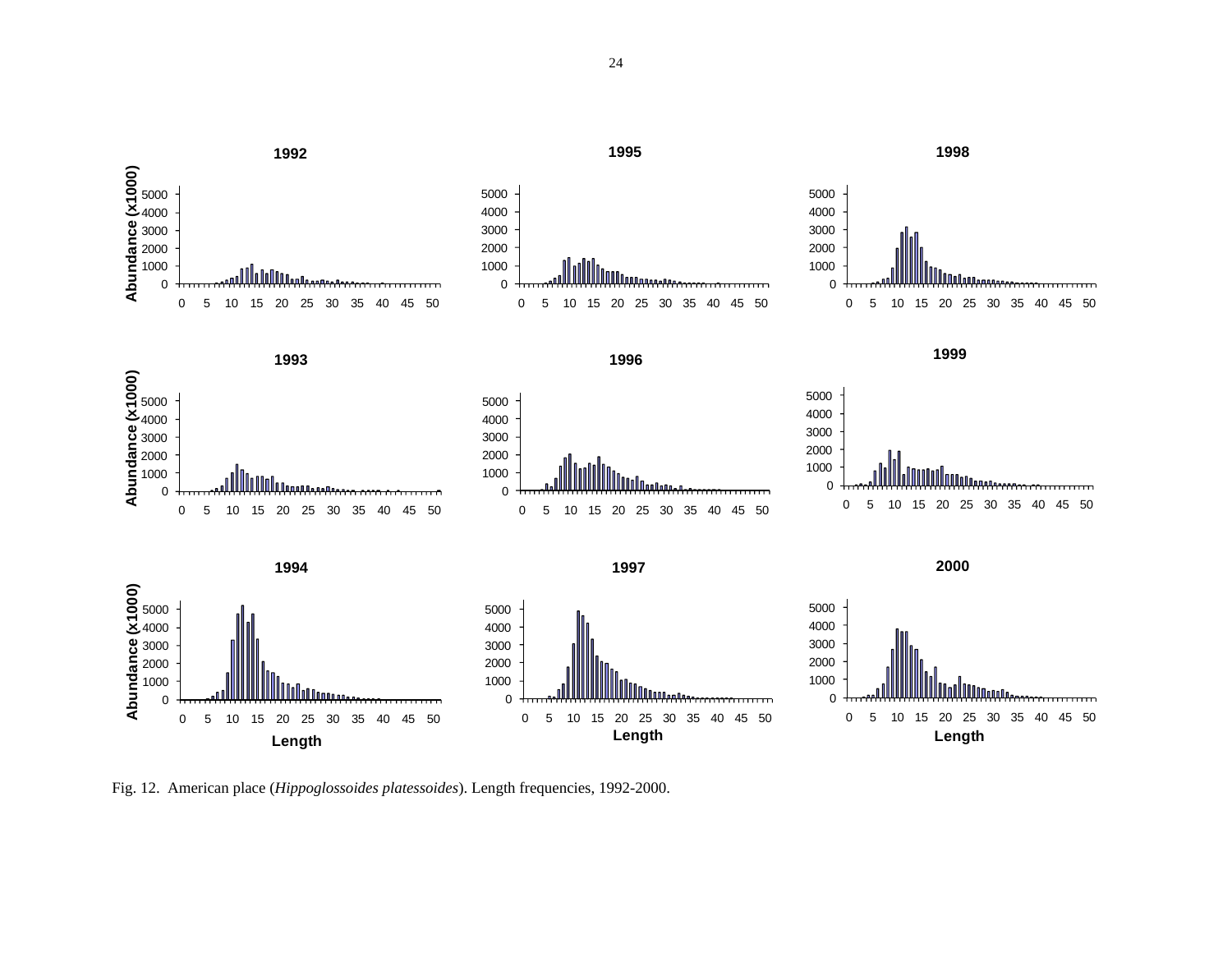Fig. 12. American place (*Hippoglossoides platessoides*). Length frequencies, 1992-2000.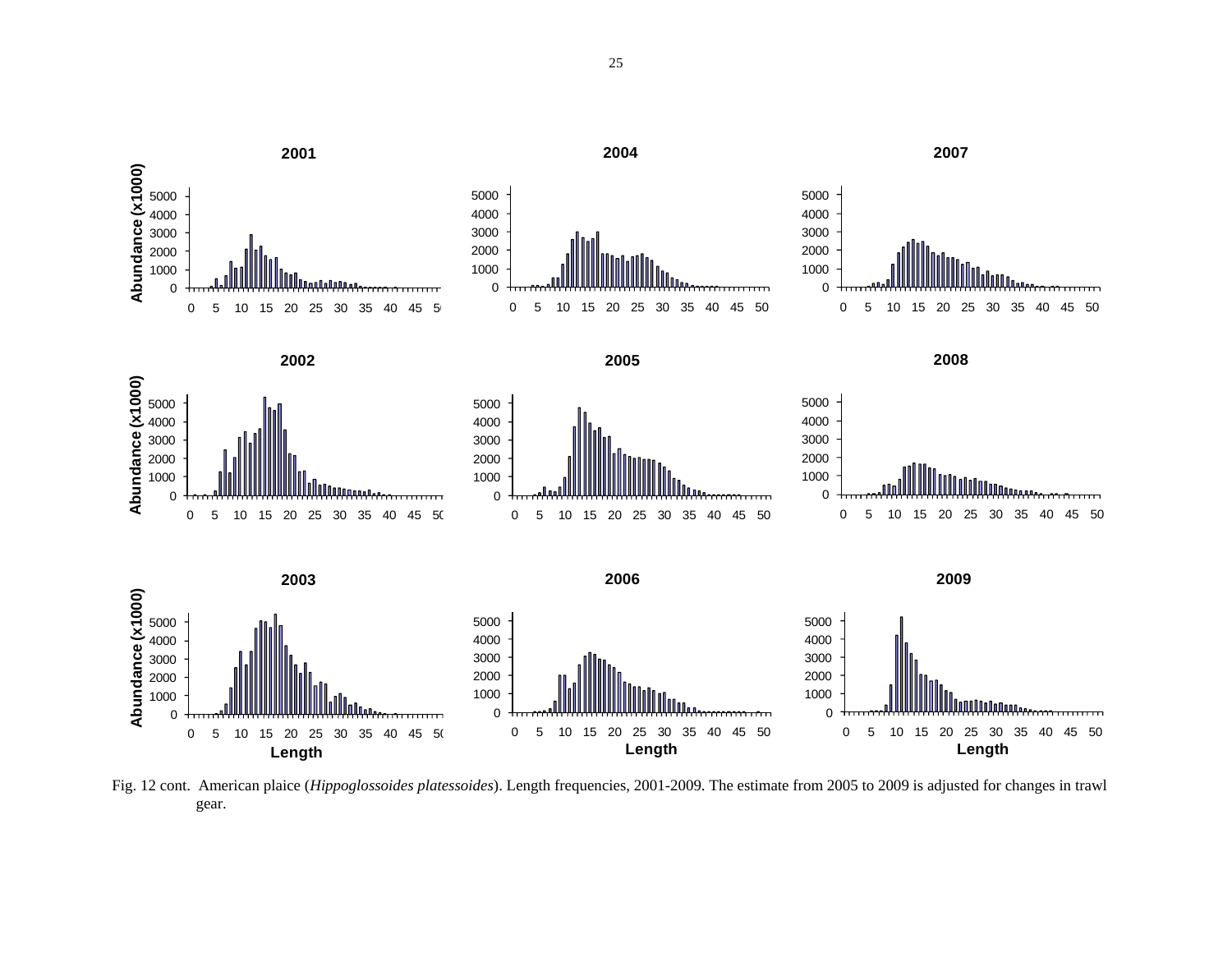Fig. 12 cont. American plaice (*Hippoglossoides platessoides*). Length frequencies, 2001-2009. The estimate from 2005 to 2009 is adjusted for changes in trawl gear.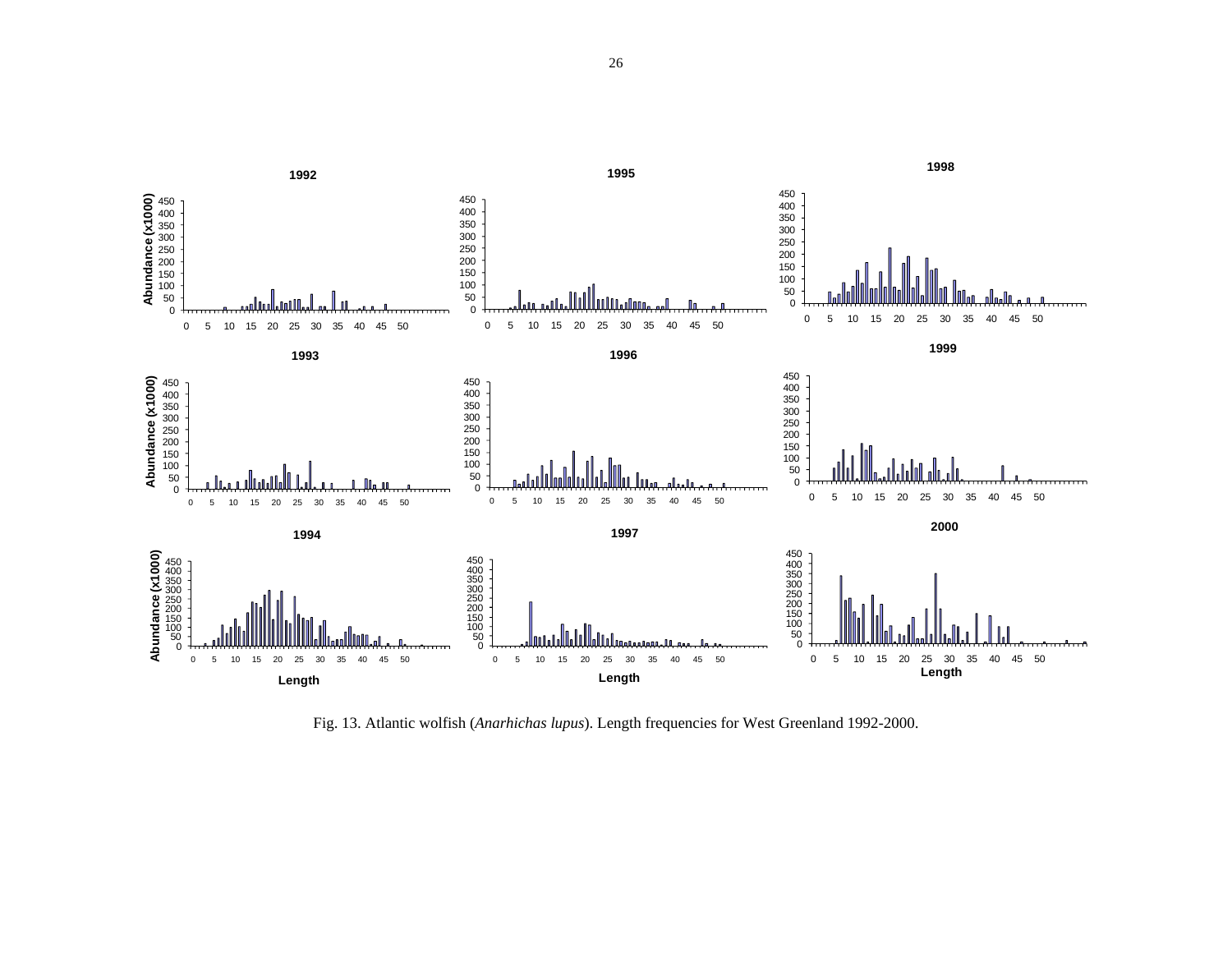Fig. 13. Atlantic wolfish (*Anarhichas lupus*). Length frequencies for West Greenland 1992-2000.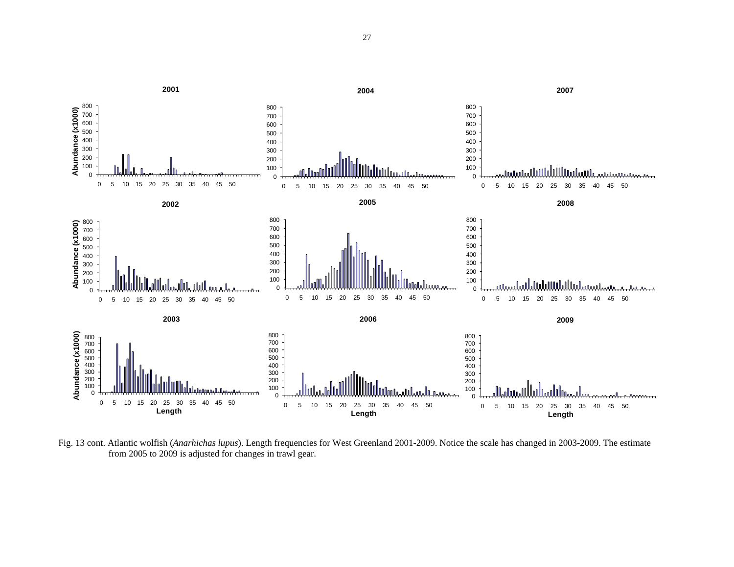Fig. 13 cont. Atlantic wolfish (*Anarhichas lupus*). Length frequencies for West Greenland 2001-2009. Notice the scale has changed in 2003-2009. The estimate from 2005 to 2009 is adjusted for changes in trawl gear.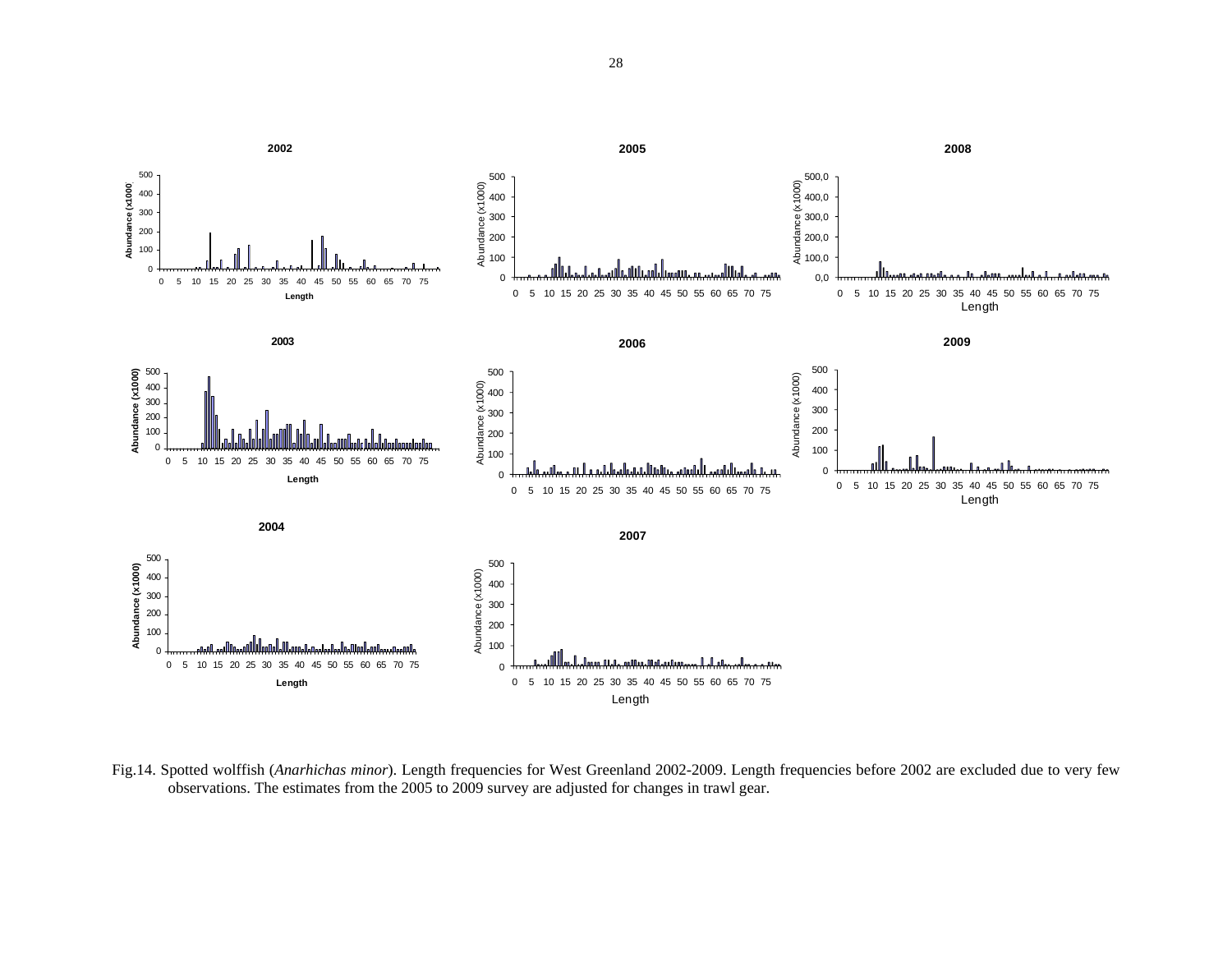2002

500
400
300
200
100
0

Abundance (x1000)

0 5 10 15 20 25 30 35 40 45 50 55 60 65 70 75

Length

2005

500
400
300
200
100
0

Abundance (x1000)

0 5 10 15 20 25 30 35 40 45 50 55 60 65 70 75

2008

500,0
400,0
300,0
200,0
100,0
0,0

Abundance (x1000)

0 5 10 15 20 25 30 35 40 45 50 55 60 65 70 75

Length

2003

500
400
300
200
100
0

Abundance (x1000)

0 5 10 15 20 25 30 35 40 45 50 55 60 65 70 75

Length

2006

500
400
300
200
100
0

Abundance (x1000)

0 5 10 15 20 25 30 35 40 45 50 55 60 65 70 75

2009

500
400
300
200
100
0

Abundance (x1000)

0 5 10 15 20 25 30 35 40 45 50 55 60 65 70 75

Length

2004

500
400
300
200
100
0

Abundance (x1000)

0 5 10 15 20 25 30 35 40 45 50 55 60 65 70 75

Length

2007

500
400
300
200
100
0

Abundance (x1000)

0 5 10 15 20 25 30 35 40 45 50 55 60 65 70 75

Length

Fig.14. Spotted wolffish (*Anarhichas minor*). Length frequencies for West Greenland 2002-2009. Length frequencies before 2002 are excluded due to very few observations. The estimates from the 2005 to 2009 survey are adjusted for changes in trawl gear.